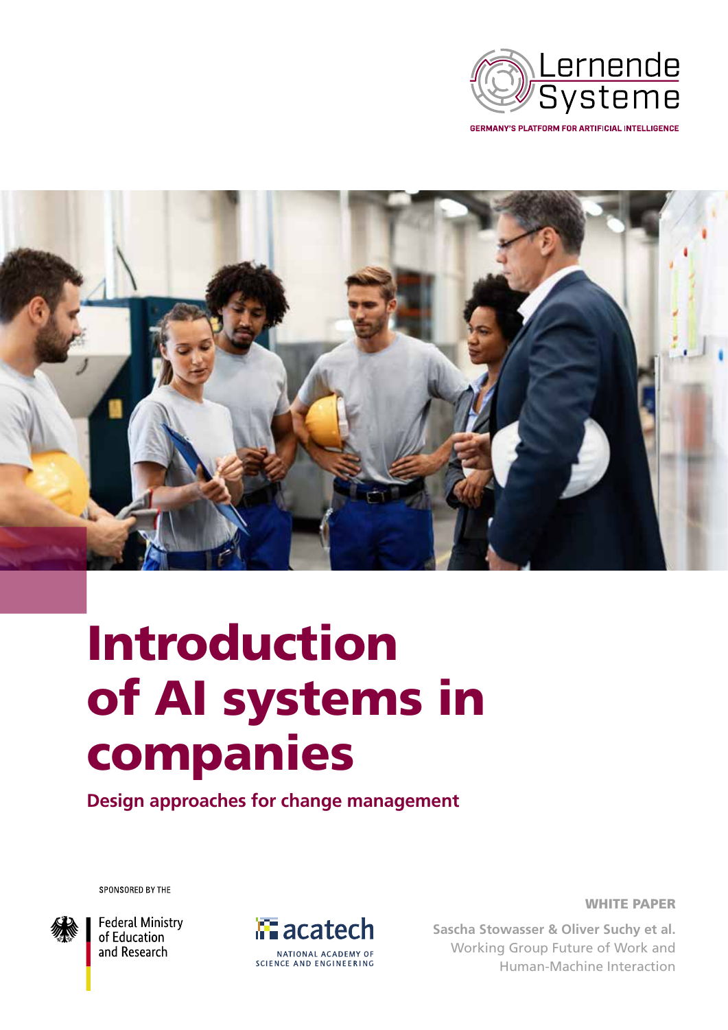Lernende Systeme

GERMANY'S PLATFORM FOR ARTIFICIAL INTELLIGENCE

# Introduction of AI systems in companies

## Design approaches for change management

SPONSORED BY THE

Federal Ministry of Education and Research

acatech

NATIONAL ACADEMY OF SCIENCE AND ENGINEERING

**WHITE PAPER**

**Sascha Stowasser & Oliver Suchy et al.**
Working Group Future of Work and Human-Machine Interaction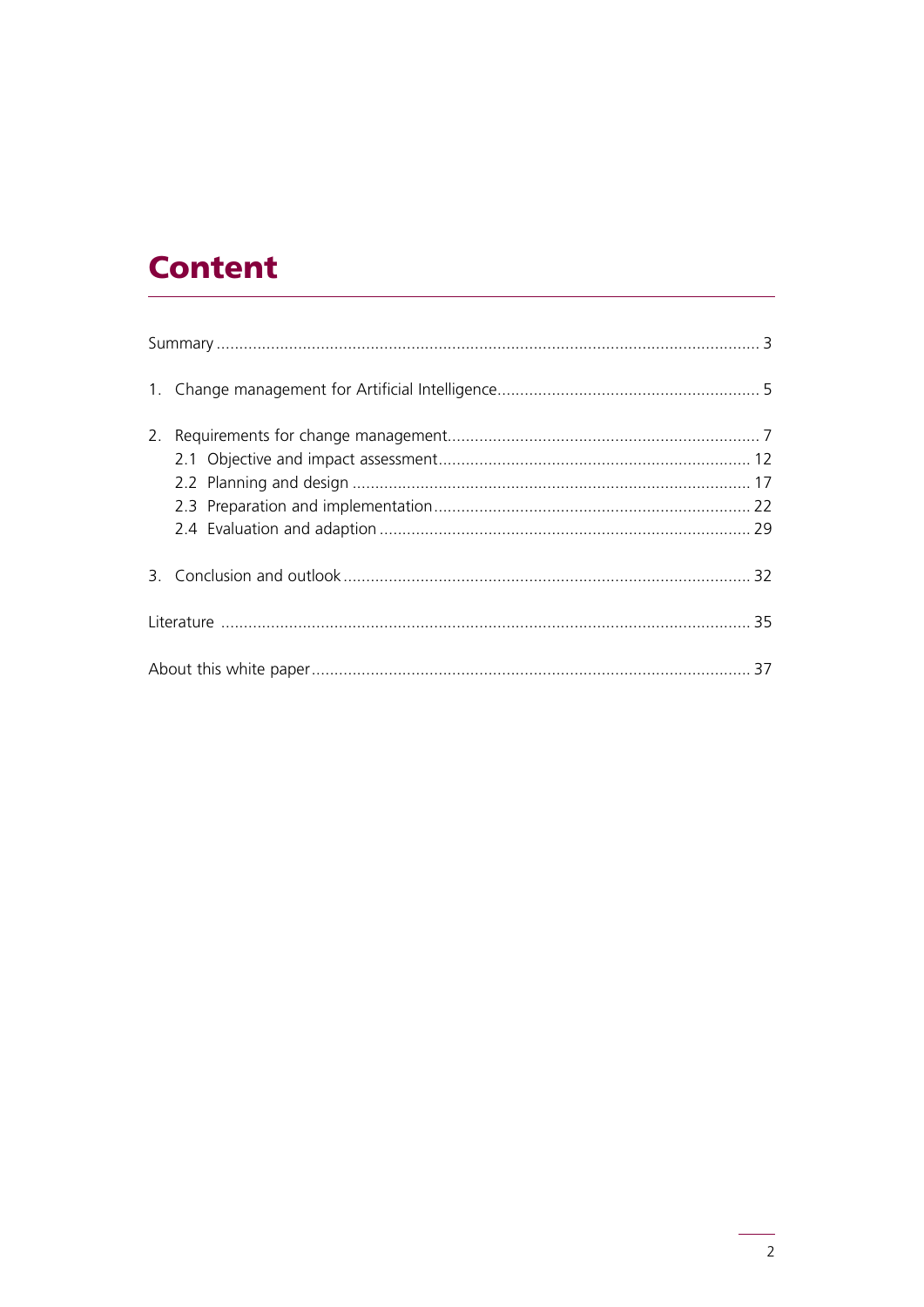# Content

Summary ........................................................................................................................ 3

1. Change management for Artificial Intelligence .......................................................... 5

2. Requirements for change management ..................................................................... 7
   - 2.1 Objective and impact assessment ..................................................................... 12
   - 2.2 Planning and design ........................................................................................ 17
   - 2.3 Preparation and implementation ...................................................................... 22
   - 2.4 Evaluation and adaption .................................................................................. 29

3. Conclusion and outlook .......................................................................................... 32

Literature ..................................................................................................................... 35

About this white paper ................................................................................................. 37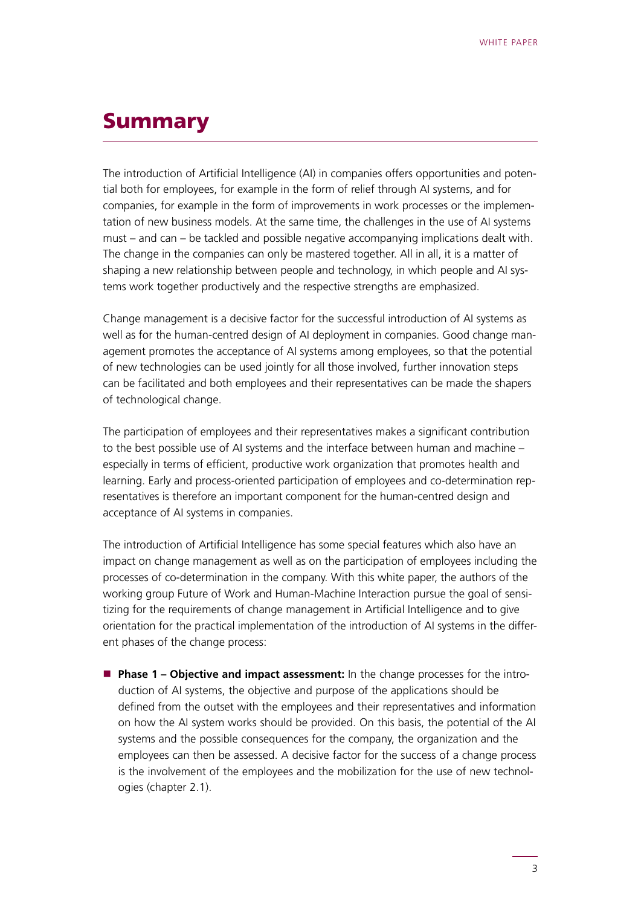# Summary

The introduction of Artificial Intelligence (AI) in companies offers opportunities and potential both for employees, for example in the form of relief through AI systems, and for companies, for example in the form of improvements in work processes or the implementation of new business models. At the same time, the challenges in the use of AI systems must – and can – be tackled and possible negative accompanying implications dealt with. The change in the companies can only be mastered together. All in all, it is a matter of shaping a new relationship between people and technology, in which people and AI systems work together productively and the respective strengths are emphasized.

Change management is a decisive factor for the successful introduction of AI systems as well as for the human-centred design of AI deployment in companies. Good change management promotes the acceptance of AI systems among employees, so that the potential of new technologies can be used jointly for all those involved, further innovation steps can be facilitated and both employees and their representatives can be made the shapers of technological change.

The participation of employees and their representatives makes a significant contribution to the best possible use of AI systems and the interface between human and machine – especially in terms of efficient, productive work organization that promotes health and learning. Early and process-oriented participation of employees and co-determination representatives is therefore an important component for the human-centred design and acceptance of AI systems in companies.

The introduction of Artificial Intelligence has some special features which also have an impact on change management as well as on the participation of employees including the processes of co-determination in the company. With this white paper, the authors of the working group Future of Work and Human-Machine Interaction pursue the goal of sensitizing for the requirements of change management in Artificial Intelligence and to give orientation for the practical implementation of the introduction of AI systems in the different phases of the change process:

- **Phase 1 – Objective and impact assessment:** In the change processes for the introduction of AI systems, the objective and purpose of the applications should be defined from the outset with the employees and their representatives and information on how the AI system works should be provided. On this basis, the potential of the AI systems and the possible consequences for the company, the organization and the employees can then be assessed. A decisive factor for the success of a change process is the involvement of the employees and the mobilization for the use of new technologies (chapter 2.1).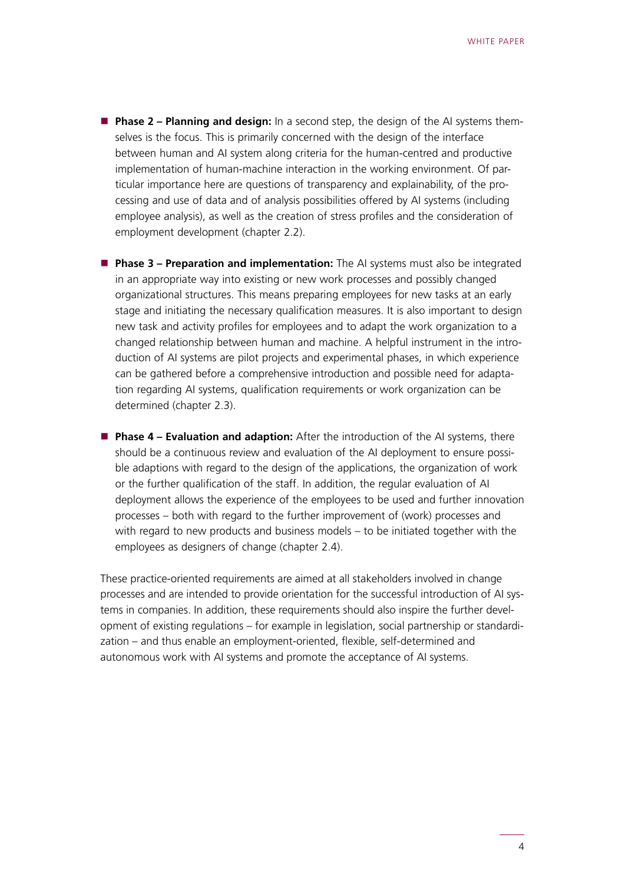- **Phase 2 – Planning and design:** In a second step, the design of the AI systems themselves is the focus. This is primarily concerned with the design of the interface between human and AI system along criteria for the human-centred and productive implementation of human-machine interaction in the working environment. Of particular importance here are questions of transparency and explainability, of the processing and use of data and of analysis possibilities offered by AI systems (including employee analysis), as well as the creation of stress profiles and the consideration of employment development (chapter 2.2).

- **Phase 3 – Preparation and implementation:** The AI systems must also be integrated in an appropriate way into existing or new work processes and possibly changed organizational structures. This means preparing employees for new tasks at an early stage and initiating the necessary qualification measures. It is also important to design new task and activity profiles for employees and to adapt the work organization to a changed relationship between human and machine. A helpful instrument in the introduction of AI systems are pilot projects and experimental phases, in which experience can be gathered before a comprehensive introduction and possible need for adaptation regarding AI systems, qualification requirements or work organization can be determined (chapter 2.3).

- **Phase 4 – Evaluation and adaption:** After the introduction of the AI systems, there should be a continuous review and evaluation of the AI deployment to ensure possible adaptions with regard to the design of the applications, the organization of work or the further qualification of the staff. In addition, the regular evaluation of AI deployment allows the experience of the employees to be used and further innovation processes – both with regard to the further improvement of (work) processes and with regard to new products and business models – to be initiated together with the employees as designers of change (chapter 2.4).

These practice-oriented requirements are aimed at all stakeholders involved in change processes and are intended to provide orientation for the successful introduction of AI systems in companies. In addition, these requirements should also inspire the further development of existing regulations – for example in legislation, social partnership or standardization – and thus enable an employment-oriented, flexible, self-determined and autonomous work with AI systems and promote the acceptance of AI systems.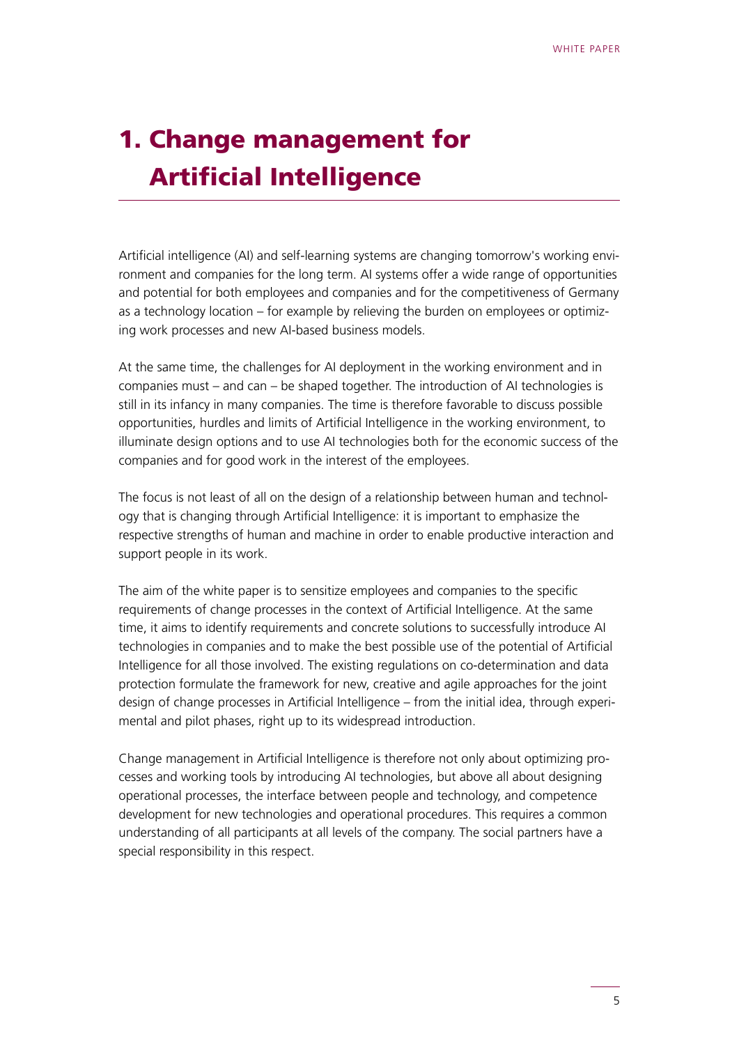# 1. Change management for Artificial Intelligence

Artificial intelligence (AI) and self-learning systems are changing tomorrow's working environment and companies for the long term. AI systems offer a wide range of opportunities and potential for both employees and companies and for the competitiveness of Germany as a technology location – for example by relieving the burden on employees or optimizing work processes and new AI-based business models.

At the same time, the challenges for AI deployment in the working environment and in companies must – and can – be shaped together. The introduction of AI technologies is still in its infancy in many companies. The time is therefore favorable to discuss possible opportunities, hurdles and limits of Artificial Intelligence in the working environment, to illuminate design options and to use AI technologies both for the economic success of the companies and for good work in the interest of the employees.

The focus is not least of all on the design of a relationship between human and technology that is changing through Artificial Intelligence: it is important to emphasize the respective strengths of human and machine in order to enable productive interaction and support people in its work.

The aim of the white paper is to sensitize employees and companies to the specific requirements of change processes in the context of Artificial Intelligence. At the same time, it aims to identify requirements and concrete solutions to successfully introduce AI technologies in companies and to make the best possible use of the potential of Artificial Intelligence for all those involved. The existing regulations on co-determination and data protection formulate the framework for new, creative and agile approaches for the joint design of change processes in Artificial Intelligence – from the initial idea, through experimental and pilot phases, right up to its widespread introduction.

Change management in Artificial Intelligence is therefore not only about optimizing processes and working tools by introducing AI technologies, but above all about designing operational processes, the interface between people and technology, and competence development for new technologies and operational procedures. This requires a common understanding of all participants at all levels of the company. The social partners have a special responsibility in this respect.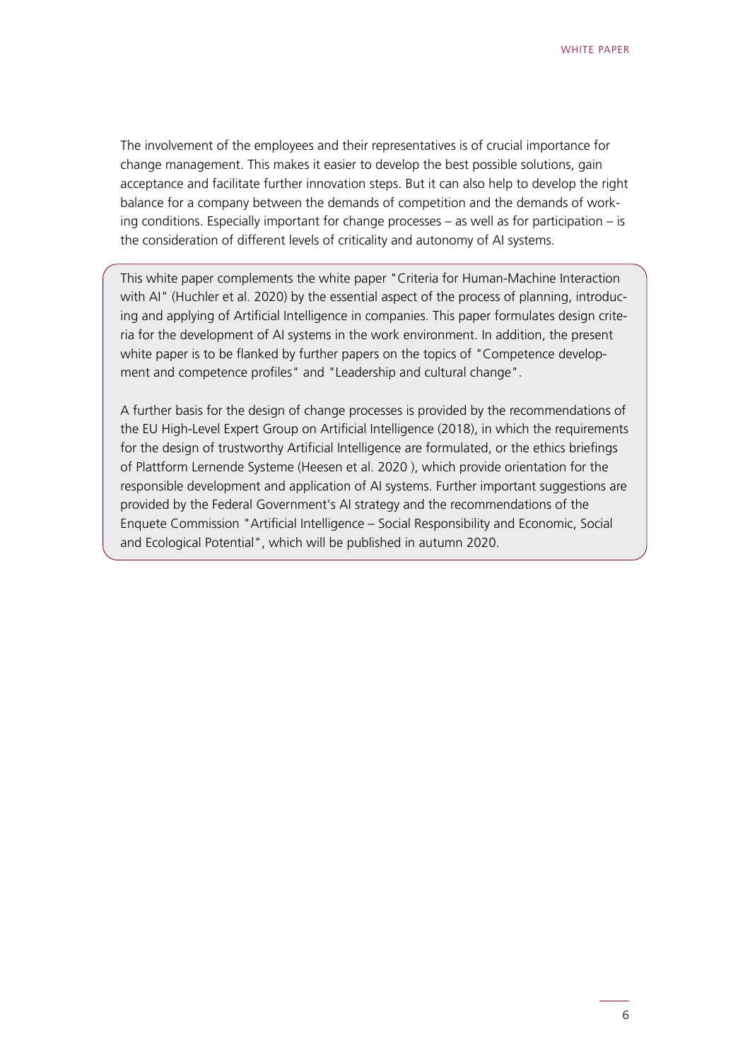The involvement of the employees and their representatives is of crucial importance for change management. This makes it easier to develop the best possible solutions, gain acceptance and facilitate further innovation steps. But it can also help to develop the right balance for a company between the demands of competition and the demands of working conditions. Especially important for change processes – as well as for participation – is the consideration of different levels of criticality and autonomy of AI systems.

This white paper complements the white paper "Criteria for Human-Machine Interaction with AI" (Huchler et al. 2020) by the essential aspect of the process of planning, introducing and applying of Artificial Intelligence in companies. This paper formulates design criteria for the development of AI systems in the work environment. In addition, the present white paper is to be flanked by further papers on the topics of "Competence development and competence profiles" and "Leadership and cultural change".

A further basis for the design of change processes is provided by the recommendations of the EU High-Level Expert Group on Artificial Intelligence (2018), in which the requirements for the design of trustworthy Artificial Intelligence are formulated, or the ethics briefings of Plattform Lernende Systeme (Heesen et al. 2020 ), which provide orientation for the responsible development and application of AI systems. Further important suggestions are provided by the Federal Government's AI strategy and the recommendations of the Enquete Commission "Artificial Intelligence – Social Responsibility and Economic, Social and Ecological Potential", which will be published in autumn 2020.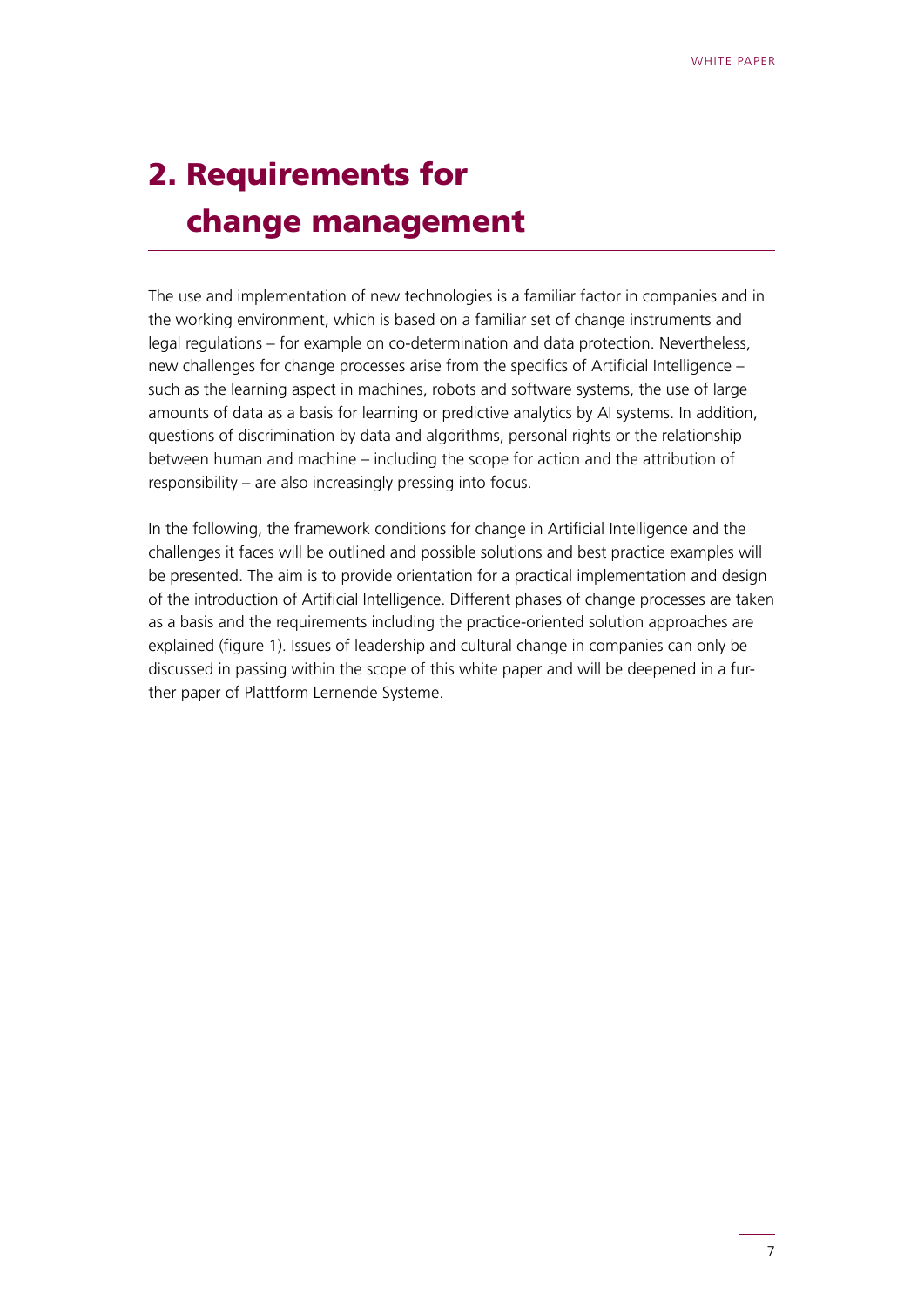# 2. Requirements for change management

The use and implementation of new technologies is a familiar factor in companies and in the working environment, which is based on a familiar set of change instruments and legal regulations – for example on co-determination and data protection. Nevertheless, new challenges for change processes arise from the specifics of Artificial Intelligence – such as the learning aspect in machines, robots and software systems, the use of large amounts of data as a basis for learning or predictive analytics by AI systems. In addition, questions of discrimination by data and algorithms, personal rights or the relationship between human and machine – including the scope for action and the attribution of responsibility – are also increasingly pressing into focus.

In the following, the framework conditions for change in Artificial Intelligence and the challenges it faces will be outlined and possible solutions and best practice examples will be presented. The aim is to provide orientation for a practical implementation and design of the introduction of Artificial Intelligence. Different phases of change processes are taken as a basis and the requirements including the practice-oriented solution approaches are explained (figure 1). Issues of leadership and cultural change in companies can only be discussed in passing within the scope of this white paper and will be deepened in a further paper of Plattform Lernende Systeme.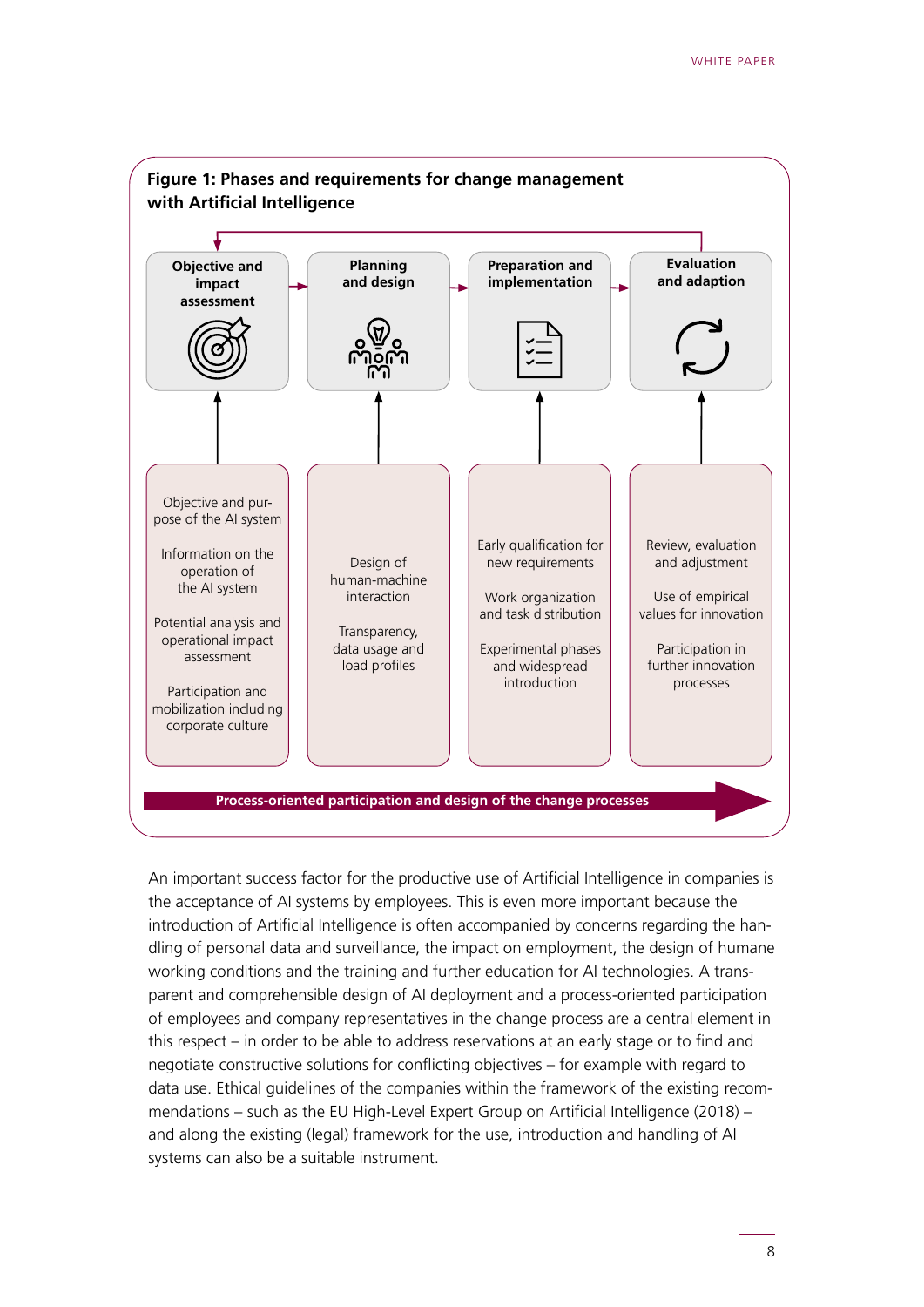**Figure 1: Phases and requirements for change management with Artificial Intelligence**

| Objective and impact assessment | Planning and design | Preparation and implementation | Evaluation and adaption |
|---|---|---|---|
| Objective and purpose of the AI system<br><br>Information on the operation of the AI system<br><br>Potential analysis and operational impact assessment<br><br>Participation and mobilization including corporate culture | Design of human-machine interaction<br><br>Transparency, data usage and load profiles | Early qualification for new requirements<br><br>Work organization and task distribution<br><br>Experimental phases and widespread introduction | Review, evaluation and adjustment<br><br>Use of empirical values for innovation<br><br>Participation in further innovation processes |

**Process-oriented participation and design of the change processes**

An important success factor for the productive use of Artificial Intelligence in companies is the acceptance of AI systems by employees. This is even more important because the introduction of Artificial Intelligence is often accompanied by concerns regarding the handling of personal data and surveillance, the impact on employment, the design of humane working conditions and the training and further education for AI technologies. A transparent and comprehensible design of AI deployment and a process-oriented participation of employees and company representatives in the change process are a central element in this respect – in order to be able to address reservations at an early stage or to find and negotiate constructive solutions for conflicting objectives – for example with regard to data use. Ethical guidelines of the companies within the framework of the existing recommendations – such as the EU High-Level Expert Group on Artificial Intelligence (2018) – and along the existing (legal) framework for the use, introduction and handling of AI systems can also be a suitable instrument.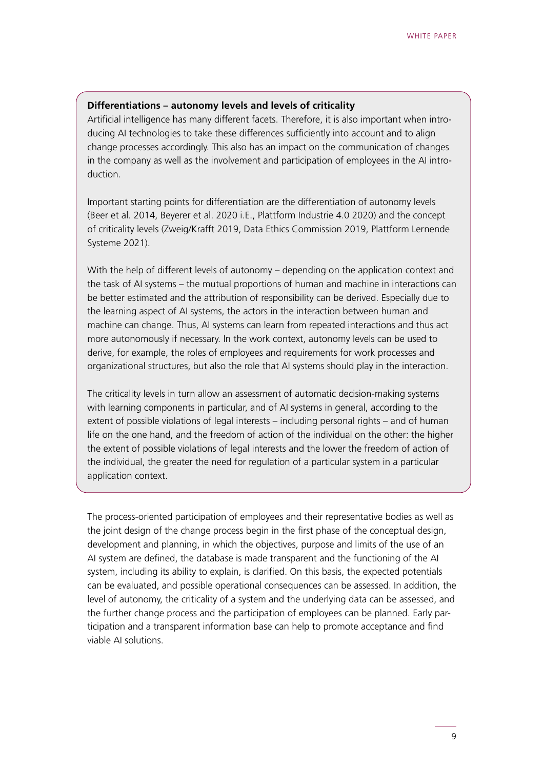**Differentiations – autonomy levels and levels of criticality**

Artificial intelligence has many different facets. Therefore, it is also important when introducing AI technologies to take these differences sufficiently into account and to align change processes accordingly. This also has an impact on the communication of changes in the company as well as the involvement and participation of employees in the AI introduction.

Important starting points for differentiation are the differentiation of autonomy levels (Beer et al. 2014, Beyerer et al. 2020 i.E., Plattform Industrie 4.0 2020) and the concept of criticality levels (Zweig/Krafft 2019, Data Ethics Commission 2019, Plattform Lernende Systeme 2021).

With the help of different levels of autonomy – depending on the application context and the task of AI systems – the mutual proportions of human and machine in interactions can be better estimated and the attribution of responsibility can be derived. Especially due to the learning aspect of AI systems, the actors in the interaction between human and machine can change. Thus, AI systems can learn from repeated interactions and thus act more autonomously if necessary. In the work context, autonomy levels can be used to derive, for example, the roles of employees and requirements for work processes and organizational structures, but also the role that AI systems should play in the interaction.

The criticality levels in turn allow an assessment of automatic decision-making systems with learning components in particular, and of AI systems in general, according to the extent of possible violations of legal interests – including personal rights – and of human life on the one hand, and the freedom of action of the individual on the other: the higher the extent of possible violations of legal interests and the lower the freedom of action of the individual, the greater the need for regulation of a particular system in a particular application context.

The process-oriented participation of employees and their representative bodies as well as the joint design of the change process begin in the first phase of the conceptual design, development and planning, in which the objectives, purpose and limits of the use of an AI system are defined, the database is made transparent and the functioning of the AI system, including its ability to explain, is clarified. On this basis, the expected potentials can be evaluated, and possible operational consequences can be assessed. In addition, the level of autonomy, the criticality of a system and the underlying data can be assessed, and the further change process and the participation of employees can be planned. Early participation and a transparent information base can help to promote acceptance and find viable AI solutions.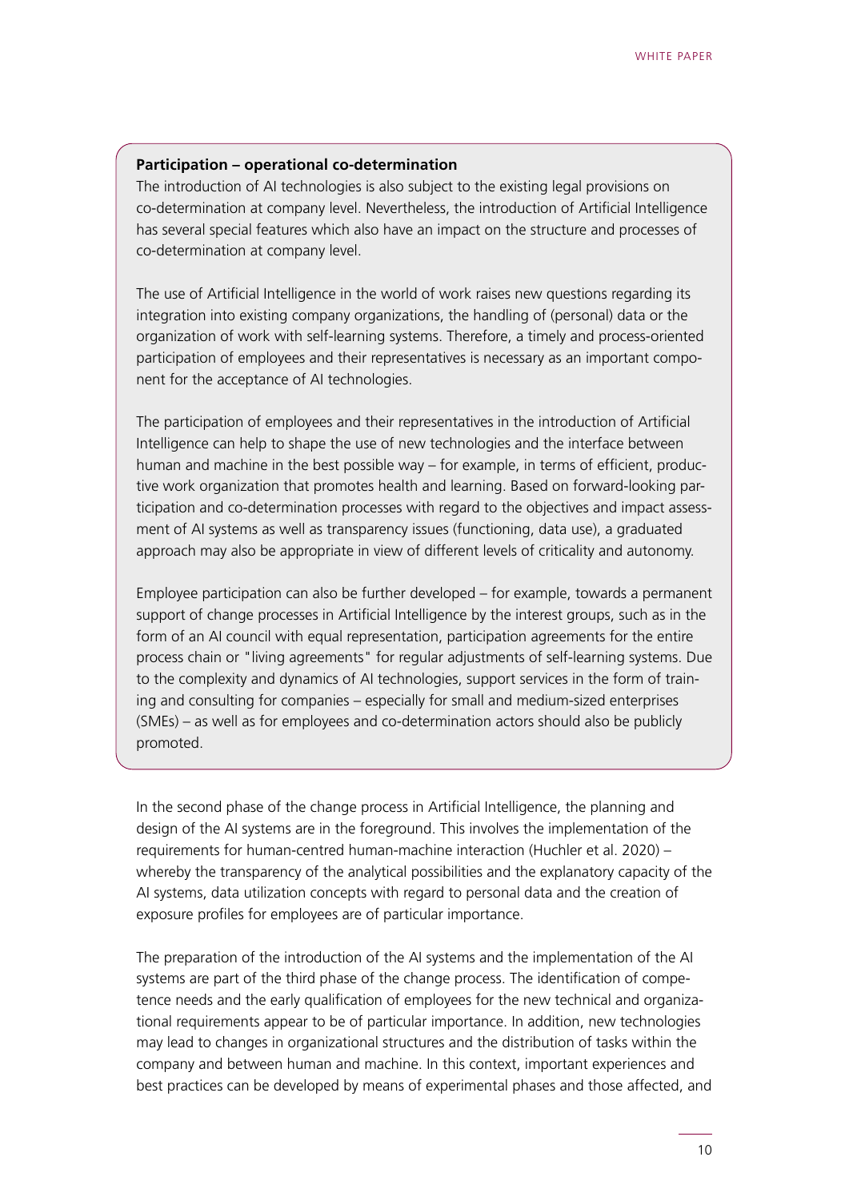**Participation – operational co-determination**

The introduction of AI technologies is also subject to the existing legal provisions on co-determination at company level. Nevertheless, the introduction of Artificial Intelligence has several special features which also have an impact on the structure and processes of co-determination at company level.

The use of Artificial Intelligence in the world of work raises new questions regarding its integration into existing company organizations, the handling of (personal) data or the organization of work with self-learning systems. Therefore, a timely and process-oriented participation of employees and their representatives is necessary as an important component for the acceptance of AI technologies.

The participation of employees and their representatives in the introduction of Artificial Intelligence can help to shape the use of new technologies and the interface between human and machine in the best possible way – for example, in terms of efficient, productive work organization that promotes health and learning. Based on forward-looking participation and co-determination processes with regard to the objectives and impact assessment of AI systems as well as transparency issues (functioning, data use), a graduated approach may also be appropriate in view of different levels of criticality and autonomy.

Employee participation can also be further developed – for example, towards a permanent support of change processes in Artificial Intelligence by the interest groups, such as in the form of an AI council with equal representation, participation agreements for the entire process chain or "living agreements" for regular adjustments of self-learning systems. Due to the complexity and dynamics of AI technologies, support services in the form of training and consulting for companies – especially for small and medium-sized enterprises (SMEs) – as well as for employees and co-determination actors should also be publicly promoted.

In the second phase of the change process in Artificial Intelligence, the planning and design of the AI systems are in the foreground. This involves the implementation of the requirements for human-centred human-machine interaction (Huchler et al. 2020) – whereby the transparency of the analytical possibilities and the explanatory capacity of the AI systems, data utilization concepts with regard to personal data and the creation of exposure profiles for employees are of particular importance.

The preparation of the introduction of the AI systems and the implementation of the AI systems are part of the third phase of the change process. The identification of competence needs and the early qualification of employees for the new technical and organizational requirements appear to be of particular importance. In addition, new technologies may lead to changes in organizational structures and the distribution of tasks within the company and between human and machine. In this context, important experiences and best practices can be developed by means of experimental phases and those affected, and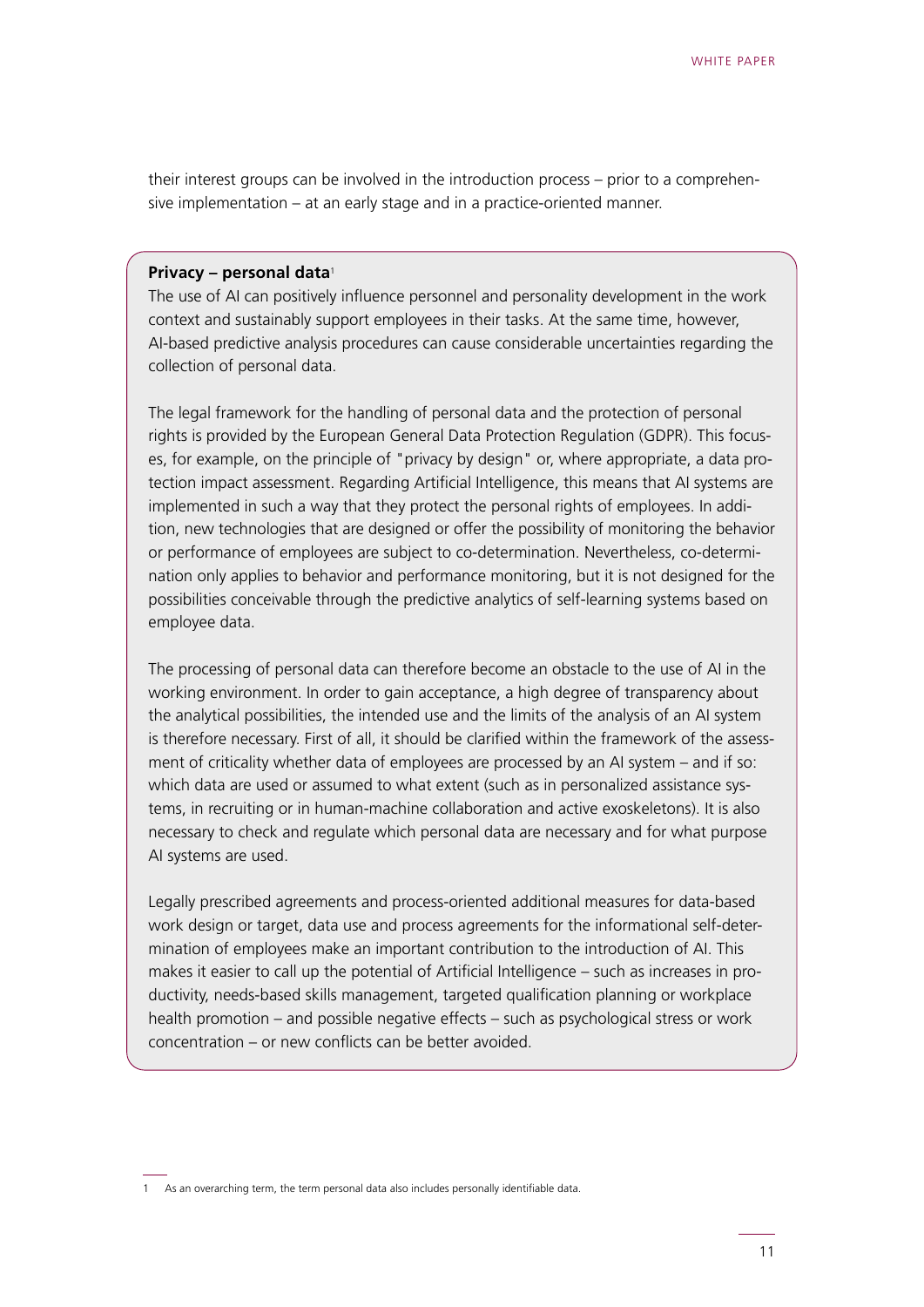their interest groups can be involved in the introduction process – prior to a comprehensive implementation – at an early stage and in a practice-oriented manner.

**Privacy – personal data**[1]

The use of AI can positively influence personnel and personality development in the work context and sustainably support employees in their tasks. At the same time, however, AI-based predictive analysis procedures can cause considerable uncertainties regarding the collection of personal data.

The legal framework for the handling of personal data and the protection of personal rights is provided by the European General Data Protection Regulation (GDPR). This focuses, for example, on the principle of "privacy by design" or, where appropriate, a data protection impact assessment. Regarding Artificial Intelligence, this means that AI systems are implemented in such a way that they protect the personal rights of employees. In addition, new technologies that are designed or offer the possibility of monitoring the behavior or performance of employees are subject to co-determination. Nevertheless, co-determination only applies to behavior and performance monitoring, but it is not designed for the possibilities conceivable through the predictive analytics of self-learning systems based on employee data.

The processing of personal data can therefore become an obstacle to the use of AI in the working environment. In order to gain acceptance, a high degree of transparency about the analytical possibilities, the intended use and the limits of the analysis of an AI system is therefore necessary. First of all, it should be clarified within the framework of the assessment of criticality whether data of employees are processed by an AI system – and if so: which data are used or assumed to what extent (such as in personalized assistance systems, in recruiting or in human-machine collaboration and active exoskeletons). It is also necessary to check and regulate which personal data are necessary and for what purpose AI systems are used.

Legally prescribed agreements and process-oriented additional measures for data-based work design or target, data use and process agreements for the informational self-determination of employees make an important contribution to the introduction of AI. This makes it easier to call up the potential of Artificial Intelligence – such as increases in productivity, needs-based skills management, targeted qualification planning or workplace health promotion – and possible negative effects – such as psychological stress or work concentration – or new conflicts can be better avoided.

1 As an overarching term, the term personal data also includes personally identifiable data.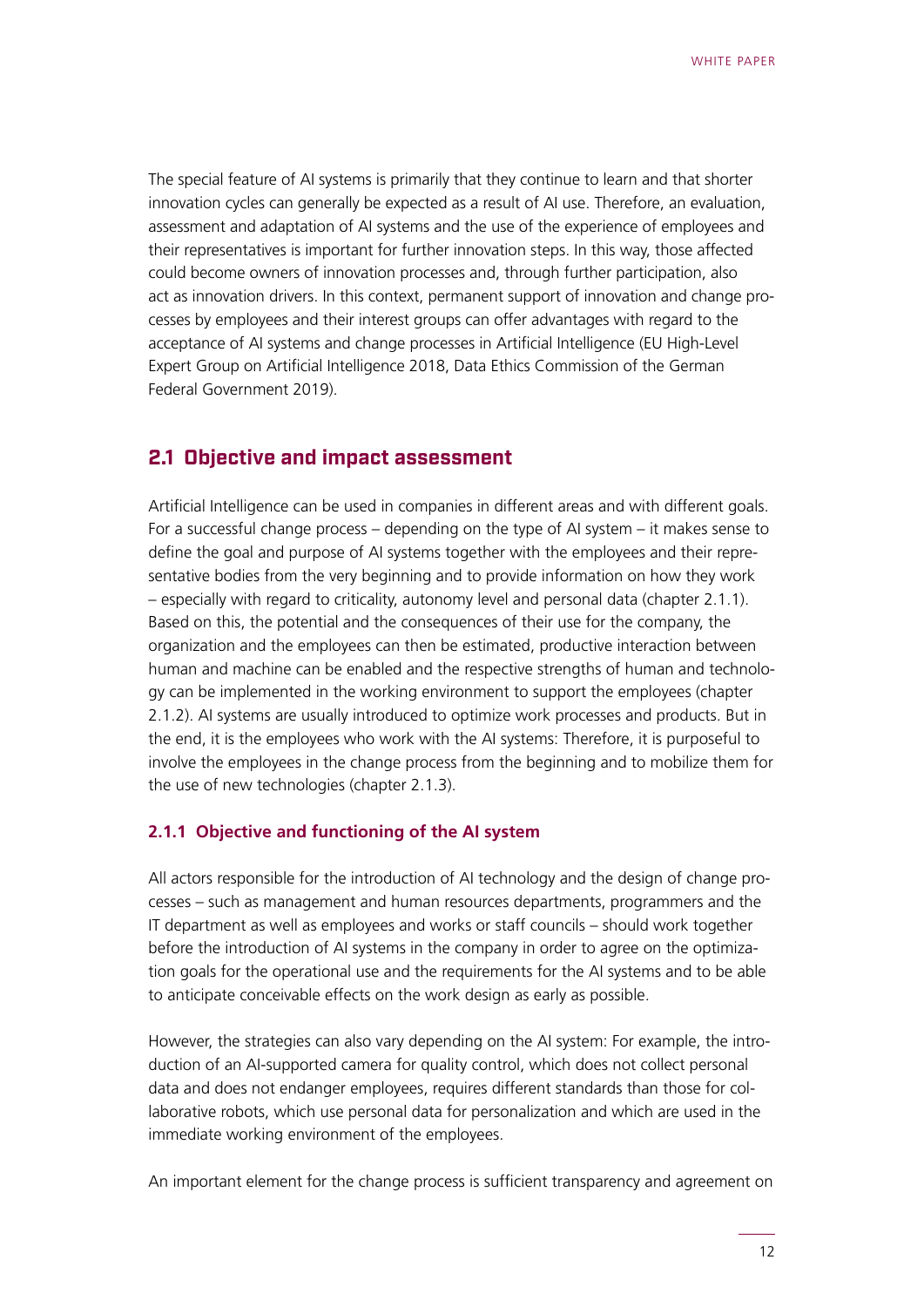The special feature of AI systems is primarily that they continue to learn and that shorter innovation cycles can generally be expected as a result of AI use. Therefore, an evaluation, assessment and adaptation of AI systems and the use of the experience of employees and their representatives is important for further innovation steps. In this way, those affected could become owners of innovation processes and, through further participation, also act as innovation drivers. In this context, permanent support of innovation and change processes by employees and their interest groups can offer advantages with regard to the acceptance of AI systems and change processes in Artificial Intelligence (EU High-Level Expert Group on Artificial Intelligence 2018, Data Ethics Commission of the German Federal Government 2019).

## 2.1 Objective and impact assessment

Artificial Intelligence can be used in companies in different areas and with different goals. For a successful change process – depending on the type of AI system – it makes sense to define the goal and purpose of AI systems together with the employees and their representative bodies from the very beginning and to provide information on how they work – especially with regard to criticality, autonomy level and personal data (chapter 2.1.1). Based on this, the potential and the consequences of their use for the company, the organization and the employees can then be estimated, productive interaction between human and machine can be enabled and the respective strengths of human and technology can be implemented in the working environment to support the employees (chapter 2.1.2). AI systems are usually introduced to optimize work processes and products. But in the end, it is the employees who work with the AI systems: Therefore, it is purposeful to involve the employees in the change process from the beginning and to mobilize them for the use of new technologies (chapter 2.1.3).

### 2.1.1 Objective and functioning of the AI system

All actors responsible for the introduction of AI technology and the design of change processes – such as management and human resources departments, programmers and the IT department as well as employees and works or staff councils – should work together before the introduction of AI systems in the company in order to agree on the optimization goals for the operational use and the requirements for the AI systems and to be able to anticipate conceivable effects on the work design as early as possible.

However, the strategies can also vary depending on the AI system: For example, the introduction of an AI-supported camera for quality control, which does not collect personal data and does not endanger employees, requires different standards than those for collaborative robots, which use personal data for personalization and which are used in the immediate working environment of the employees.

An important element for the change process is sufficient transparency and agreement on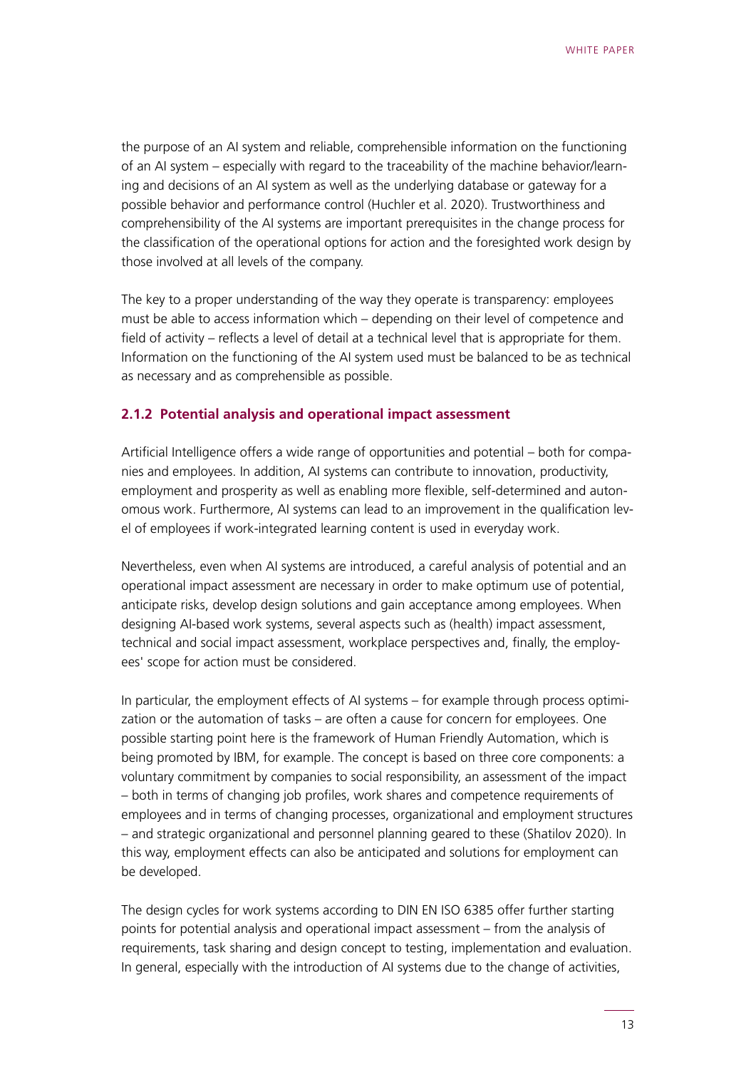the purpose of an AI system and reliable, comprehensible information on the functioning of an AI system – especially with regard to the traceability of the machine behavior/learning and decisions of an AI system as well as the underlying database or gateway for a possible behavior and performance control (Huchler et al. 2020). Trustworthiness and comprehensibility of the AI systems are important prerequisites in the change process for the classification of the operational options for action and the foresighted work design by those involved at all levels of the company.

The key to a proper understanding of the way they operate is transparency: employees must be able to access information which – depending on their level of competence and field of activity – reflects a level of detail at a technical level that is appropriate for them. Information on the functioning of the AI system used must be balanced to be as technical as necessary and as comprehensible as possible.

### 2.1.2 Potential analysis and operational impact assessment

Artificial Intelligence offers a wide range of opportunities and potential – both for companies and employees. In addition, AI systems can contribute to innovation, productivity, employment and prosperity as well as enabling more flexible, self-determined and autonomous work. Furthermore, AI systems can lead to an improvement in the qualification level of employees if work-integrated learning content is used in everyday work.

Nevertheless, even when AI systems are introduced, a careful analysis of potential and an operational impact assessment are necessary in order to make optimum use of potential, anticipate risks, develop design solutions and gain acceptance among employees. When designing AI-based work systems, several aspects such as (health) impact assessment, technical and social impact assessment, workplace perspectives and, finally, the employees' scope for action must be considered.

In particular, the employment effects of AI systems – for example through process optimization or the automation of tasks – are often a cause for concern for employees. One possible starting point here is the framework of Human Friendly Automation, which is being promoted by IBM, for example. The concept is based on three core components: a voluntary commitment by companies to social responsibility, an assessment of the impact – both in terms of changing job profiles, work shares and competence requirements of employees and in terms of changing processes, organizational and employment structures – and strategic organizational and personnel planning geared to these (Shatilov 2020). In this way, employment effects can also be anticipated and solutions for employment can be developed.

The design cycles for work systems according to DIN EN ISO 6385 offer further starting points for potential analysis and operational impact assessment – from the analysis of requirements, task sharing and design concept to testing, implementation and evaluation. In general, especially with the introduction of AI systems due to the change of activities,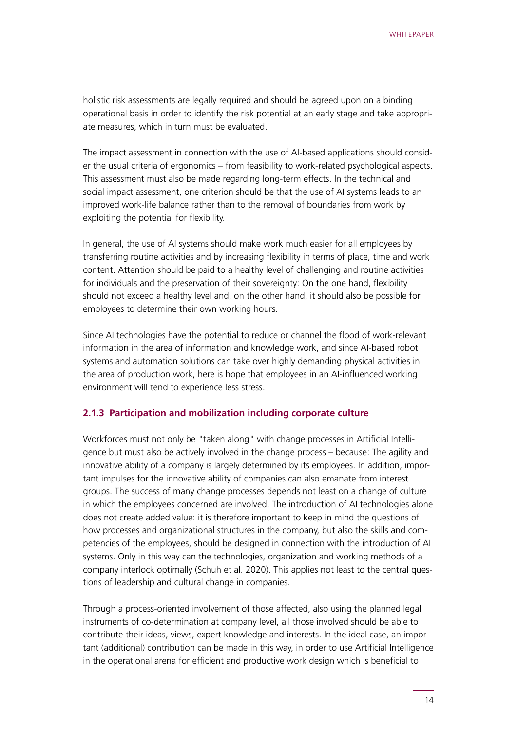holistic risk assessments are legally required and should be agreed upon on a binding operational basis in order to identify the risk potential at an early stage and take appropriate measures, which in turn must be evaluated.

The impact assessment in connection with the use of AI-based applications should consider the usual criteria of ergonomics – from feasibility to work-related psychological aspects. This assessment must also be made regarding long-term effects. In the technical and social impact assessment, one criterion should be that the use of AI systems leads to an improved work-life balance rather than to the removal of boundaries from work by exploiting the potential for flexibility.

In general, the use of AI systems should make work much easier for all employees by transferring routine activities and by increasing flexibility in terms of place, time and work content. Attention should be paid to a healthy level of challenging and routine activities for individuals and the preservation of their sovereignty: On the one hand, flexibility should not exceed a healthy level and, on the other hand, it should also be possible for employees to determine their own working hours.

Since AI technologies have the potential to reduce or channel the flood of work-relevant information in the area of information and knowledge work, and since AI-based robot systems and automation solutions can take over highly demanding physical activities in the area of production work, here is hope that employees in an AI-influenced working environment will tend to experience less stress.

### 2.1.3 Participation and mobilization including corporate culture

Workforces must not only be "taken along" with change processes in Artificial Intelligence but must also be actively involved in the change process – because: The agility and innovative ability of a company is largely determined by its employees. In addition, important impulses for the innovative ability of companies can also emanate from interest groups. The success of many change processes depends not least on a change of culture in which the employees concerned are involved. The introduction of AI technologies alone does not create added value: it is therefore important to keep in mind the questions of how processes and organizational structures in the company, but also the skills and competencies of the employees, should be designed in connection with the introduction of AI systems. Only in this way can the technologies, organization and working methods of a company interlock optimally (Schuh et al. 2020). This applies not least to the central questions of leadership and cultural change in companies.

Through a process-oriented involvement of those affected, also using the planned legal instruments of co-determination at company level, all those involved should be able to contribute their ideas, views, expert knowledge and interests. In the ideal case, an important (additional) contribution can be made in this way, in order to use Artificial Intelligence in the operational arena for efficient and productive work design which is beneficial to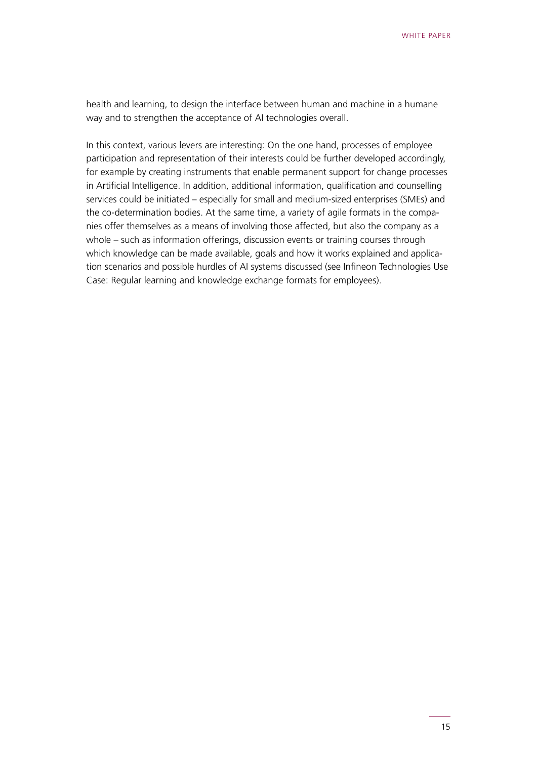health and learning, to design the interface between human and machine in a humane way and to strengthen the acceptance of AI technologies overall.

In this context, various levers are interesting: On the one hand, processes of employee participation and representation of their interests could be further developed accordingly, for example by creating instruments that enable permanent support for change processes in Artificial Intelligence. In addition, additional information, qualification and counselling services could be initiated – especially for small and medium-sized enterprises (SMEs) and the co-determination bodies. At the same time, a variety of agile formats in the companies offer themselves as a means of involving those affected, but also the company as a whole – such as information offerings, discussion events or training courses through which knowledge can be made available, goals and how it works explained and application scenarios and possible hurdles of AI systems discussed (see Infineon Technologies Use Case: Regular learning and knowledge exchange formats for employees).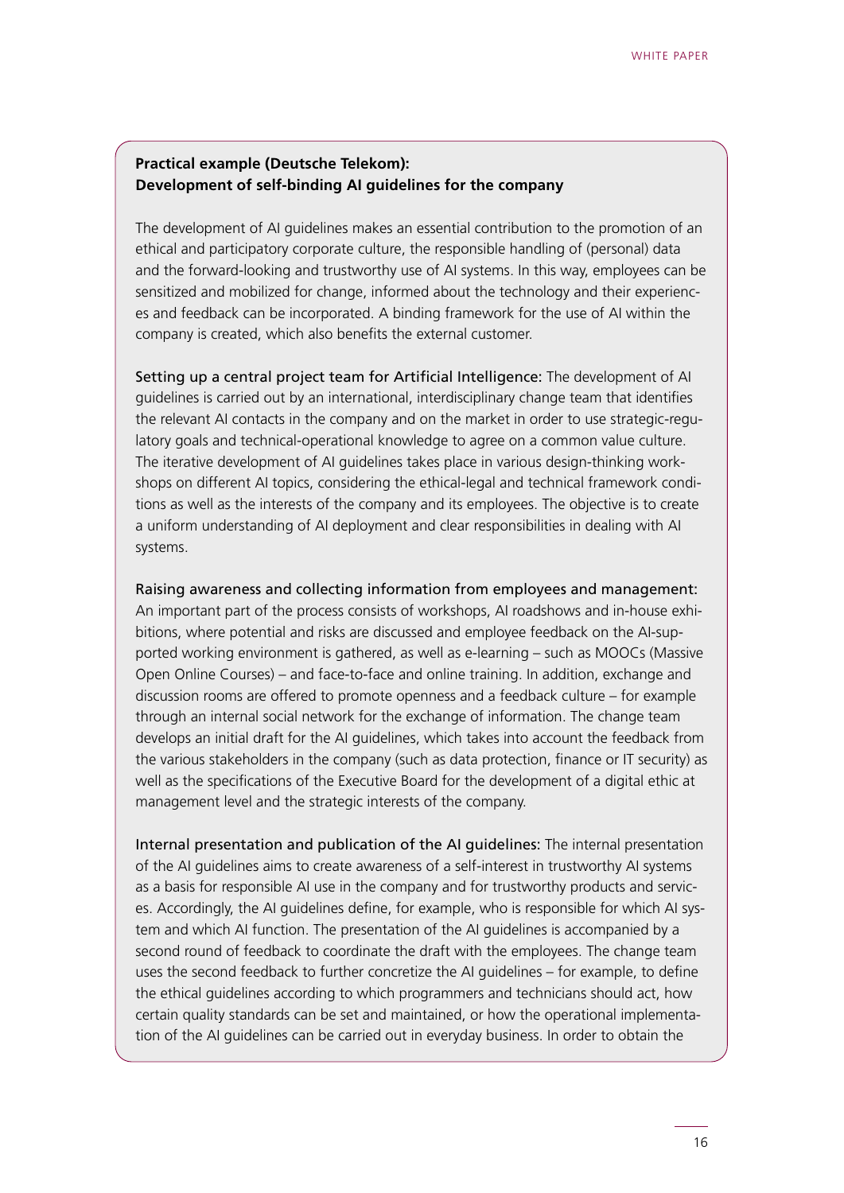**Practical example (Deutsche Telekom): Development of self-binding AI guidelines for the company**

The development of AI guidelines makes an essential contribution to the promotion of an ethical and participatory corporate culture, the responsible handling of (personal) data and the forward-looking and trustworthy use of AI systems. In this way, employees can be sensitized and mobilized for change, informed about the technology and their experiences and feedback can be incorporated. A binding framework for the use of AI within the company is created, which also benefits the external customer.

Setting up a central project team for Artificial Intelligence: The development of AI guidelines is carried out by an international, interdisciplinary change team that identifies the relevant AI contacts in the company and on the market in order to use strategic-regulatory goals and technical-operational knowledge to agree on a common value culture. The iterative development of AI guidelines takes place in various design-thinking workshops on different AI topics, considering the ethical-legal and technical framework conditions as well as the interests of the company and its employees. The objective is to create a uniform understanding of AI deployment and clear responsibilities in dealing with AI systems.

Raising awareness and collecting information from employees and management: An important part of the process consists of workshops, AI roadshows and in-house exhibitions, where potential and risks are discussed and employee feedback on the AI-supported working environment is gathered, as well as e-learning – such as MOOCs (Massive Open Online Courses) – and face-to-face and online training. In addition, exchange and discussion rooms are offered to promote openness and a feedback culture – for example through an internal social network for the exchange of information. The change team develops an initial draft for the AI guidelines, which takes into account the feedback from the various stakeholders in the company (such as data protection, finance or IT security) as well as the specifications of the Executive Board for the development of a digital ethic at management level and the strategic interests of the company.

Internal presentation and publication of the AI guidelines: The internal presentation of the AI guidelines aims to create awareness of a self-interest in trustworthy AI systems as a basis for responsible AI use in the company and for trustworthy products and services. Accordingly, the AI guidelines define, for example, who is responsible for which AI system and which AI function. The presentation of the AI guidelines is accompanied by a second round of feedback to coordinate the draft with the employees. The change team uses the second feedback to further concretize the AI guidelines – for example, to define the ethical guidelines according to which programmers and technicians should act, how certain quality standards can be set and maintained, or how the operational implementation of the AI guidelines can be carried out in everyday business. In order to obtain the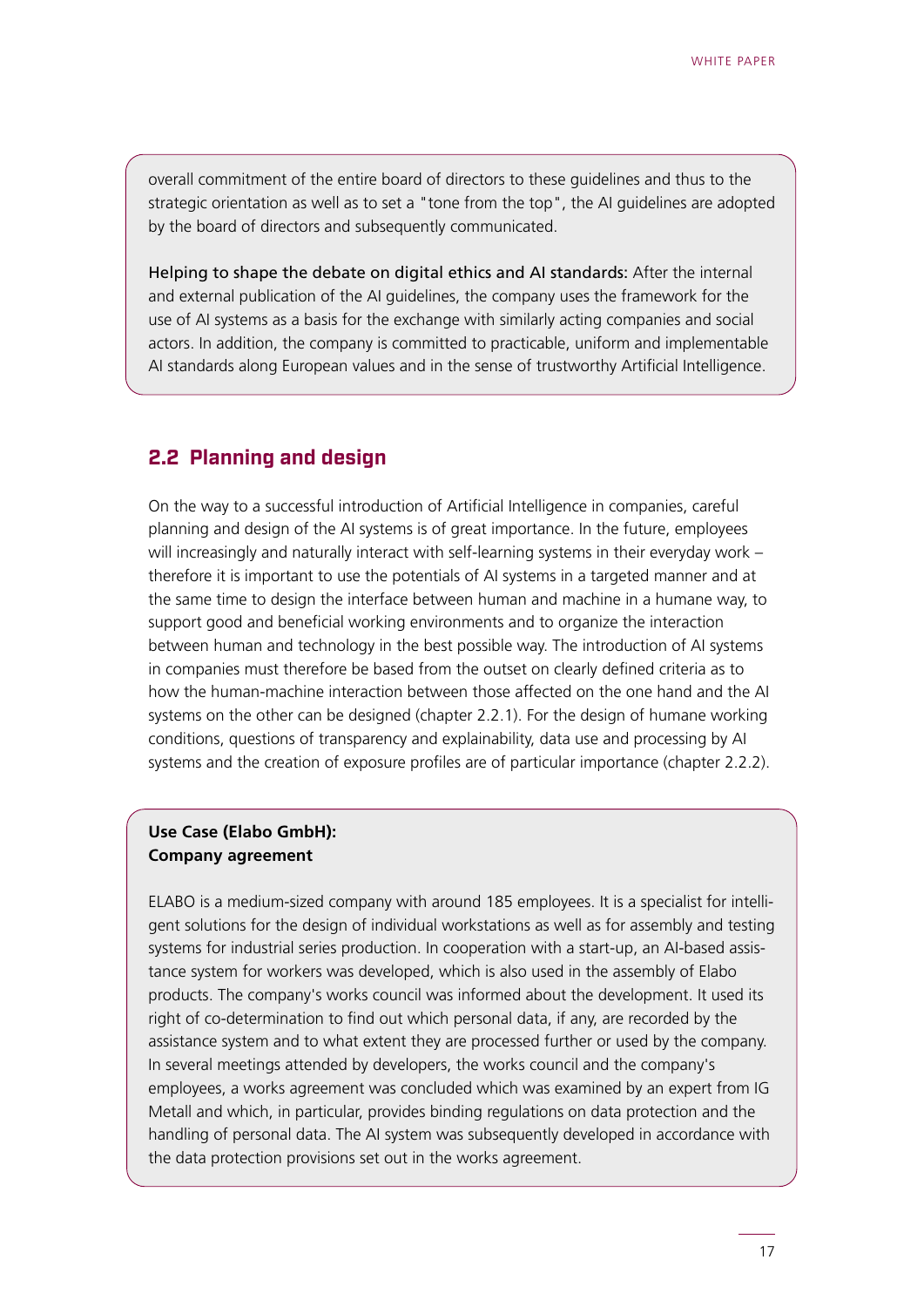overall commitment of the entire board of directors to these guidelines and thus to the strategic orientation as well as to set a "tone from the top", the AI guidelines are adopted by the board of directors and subsequently communicated.

Helping to shape the debate on digital ethics and AI standards: After the internal and external publication of the AI guidelines, the company uses the framework for the use of AI systems as a basis for the exchange with similarly acting companies and social actors. In addition, the company is committed to practicable, uniform and implementable AI standards along European values and in the sense of trustworthy Artificial Intelligence.

## 2.2 Planning and design

On the way to a successful introduction of Artificial Intelligence in companies, careful planning and design of the AI systems is of great importance. In the future, employees will increasingly and naturally interact with self-learning systems in their everyday work – therefore it is important to use the potentials of AI systems in a targeted manner and at the same time to design the interface between human and machine in a humane way, to support good and beneficial working environments and to organize the interaction between human and technology in the best possible way. The introduction of AI systems in companies must therefore be based from the outset on clearly defined criteria as to how the human-machine interaction between those affected on the one hand and the AI systems on the other can be designed (chapter 2.2.1). For the design of humane working conditions, questions of transparency and explainability, data use and processing by AI systems and the creation of exposure profiles are of particular importance (chapter 2.2.2).

**Use Case (Elabo GmbH):**
**Company agreement**

ELABO is a medium-sized company with around 185 employees. It is a specialist for intelligent solutions for the design of individual workstations as well as for assembly and testing systems for industrial series production. In cooperation with a start-up, an AI-based assistance system for workers was developed, which is also used in the assembly of Elabo products. The company's works council was informed about the development. It used its right of co-determination to find out which personal data, if any, are recorded by the assistance system and to what extent they are processed further or used by the company. In several meetings attended by developers, the works council and the company's employees, a works agreement was concluded which was examined by an expert from IG Metall and which, in particular, provides binding regulations on data protection and the handling of personal data. The AI system was subsequently developed in accordance with the data protection provisions set out in the works agreement.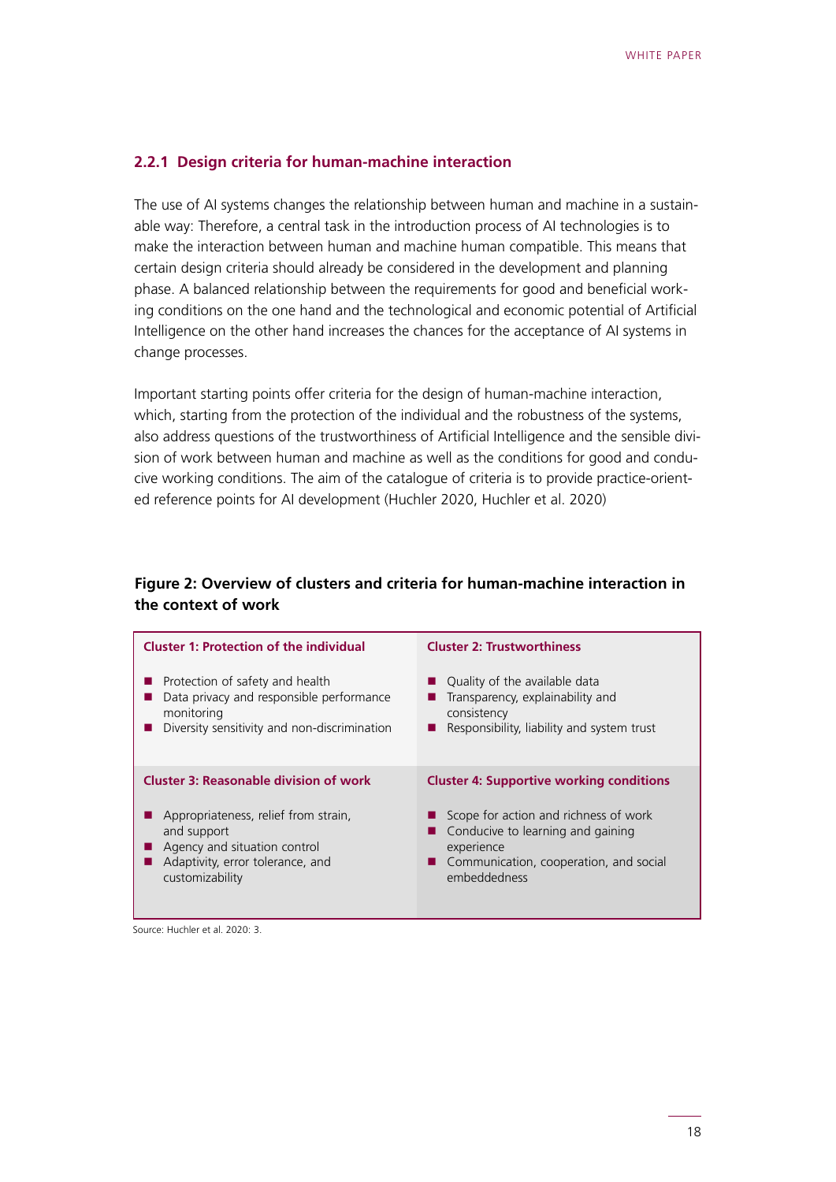### 2.2.1 Design criteria for human-machine interaction

The use of AI systems changes the relationship between human and machine in a sustainable way: Therefore, a central task in the introduction process of AI technologies is to make the interaction between human and machine human compatible. This means that certain design criteria should already be considered in the development and planning phase. A balanced relationship between the requirements for good and beneficial working conditions on the one hand and the technological and economic potential of Artificial Intelligence on the other hand increases the chances for the acceptance of AI systems in change processes.

Important starting points offer criteria for the design of human-machine interaction, which, starting from the protection of the individual and the robustness of the systems, also address questions of the trustworthiness of Artificial Intelligence and the sensible division of work between human and machine as well as the conditions for good and conducive working conditions. The aim of the catalogue of criteria is to provide practice-oriented reference points for AI development (Huchler 2020, Huchler et al. 2020)

**Figure 2: Overview of clusters and criteria for human-machine interaction in the context of work**

| Cluster 1: Protection of the individual | Cluster 2: Trustworthiness |
| --- | --- |
| ■ Protection of safety and health<br>■ Data privacy and responsible performance monitoring<br>■ Diversity sensitivity and non-discrimination | ■ Quality of the available data<br>■ Transparency, explainability and consistency<br>■ Responsibility, liability and system trust |
| **Cluster 3: Reasonable division of work** | **Cluster 4: Supportive working conditions** |
| ■ Appropriateness, relief from strain, and support<br>■ Agency and situation control<br>■ Adaptivity, error tolerance, and customizability | ■ Scope for action and richness of work<br>■ Conducive to learning and gaining experience<br>■ Communication, cooperation, and social embeddedness |

Source: Huchler et al. 2020: 3.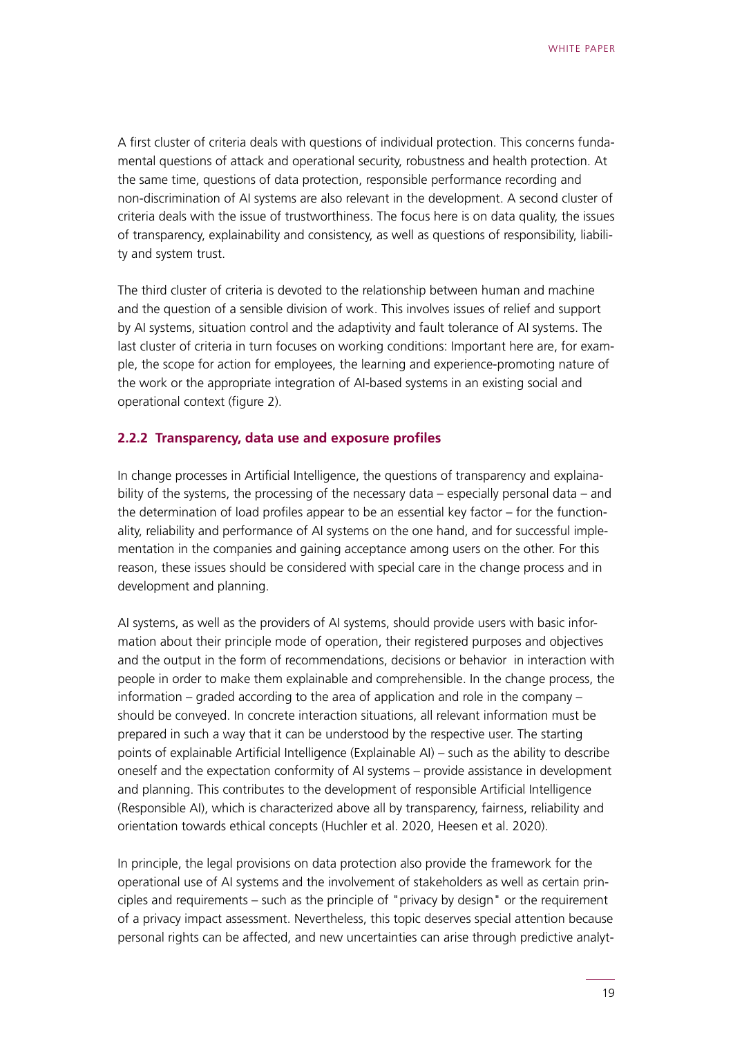A first cluster of criteria deals with questions of individual protection. This concerns fundamental questions of attack and operational security, robustness and health protection. At the same time, questions of data protection, responsible performance recording and non-discrimination of AI systems are also relevant in the development. A second cluster of criteria deals with the issue of trustworthiness. The focus here is on data quality, the issues of transparency, explainability and consistency, as well as questions of responsibility, liability and system trust.

The third cluster of criteria is devoted to the relationship between human and machine and the question of a sensible division of work. This involves issues of relief and support by AI systems, situation control and the adaptivity and fault tolerance of AI systems. The last cluster of criteria in turn focuses on working conditions: Important here are, for example, the scope for action for employees, the learning and experience-promoting nature of the work or the appropriate integration of AI-based systems in an existing social and operational context (figure 2).

### 2.2.2 Transparency, data use and exposure profiles

In change processes in Artificial Intelligence, the questions of transparency and explainability of the systems, the processing of the necessary data – especially personal data – and the determination of load profiles appear to be an essential key factor – for the functionality, reliability and performance of AI systems on the one hand, and for successful implementation in the companies and gaining acceptance among users on the other. For this reason, these issues should be considered with special care in the change process and in development and planning.

AI systems, as well as the providers of AI systems, should provide users with basic information about their principle mode of operation, their registered purposes and objectives and the output in the form of recommendations, decisions or behavior in interaction with people in order to make them explainable and comprehensible. In the change process, the information – graded according to the area of application and role in the company – should be conveyed. In concrete interaction situations, all relevant information must be prepared in such a way that it can be understood by the respective user. The starting points of explainable Artificial Intelligence (Explainable AI) – such as the ability to describe oneself and the expectation conformity of AI systems – provide assistance in development and planning. This contributes to the development of responsible Artificial Intelligence (Responsible AI), which is characterized above all by transparency, fairness, reliability and orientation towards ethical concepts (Huchler et al. 2020, Heesen et al. 2020).

In principle, the legal provisions on data protection also provide the framework for the operational use of AI systems and the involvement of stakeholders as well as certain principles and requirements – such as the principle of "privacy by design" or the requirement of a privacy impact assessment. Nevertheless, this topic deserves special attention because personal rights can be affected, and new uncertainties can arise through predictive analyt-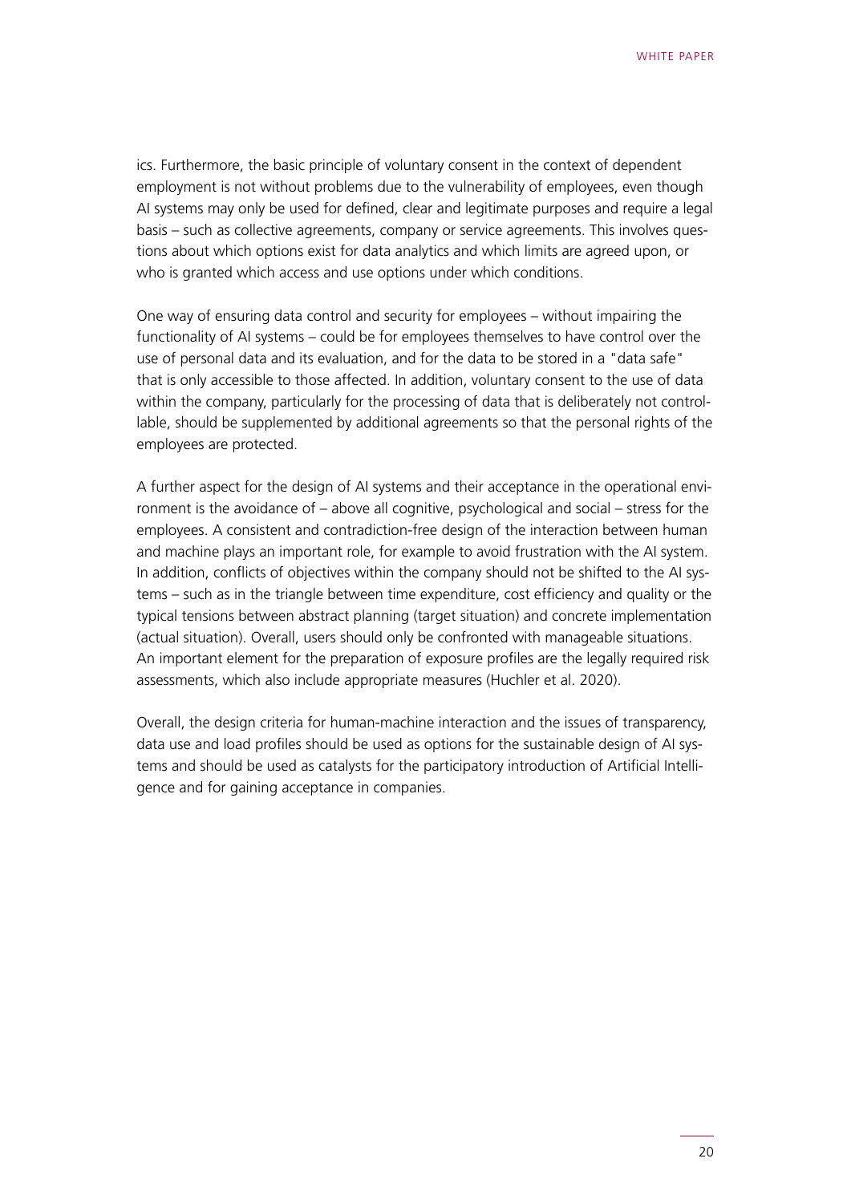ics. Furthermore, the basic principle of voluntary consent in the context of dependent employment is not without problems due to the vulnerability of employees, even though AI systems may only be used for defined, clear and legitimate purposes and require a legal basis – such as collective agreements, company or service agreements. This involves questions about which options exist for data analytics and which limits are agreed upon, or who is granted which access and use options under which conditions.

One way of ensuring data control and security for employees – without impairing the functionality of AI systems – could be for employees themselves to have control over the use of personal data and its evaluation, and for the data to be stored in a "data safe" that is only accessible to those affected. In addition, voluntary consent to the use of data within the company, particularly for the processing of data that is deliberately not controllable, should be supplemented by additional agreements so that the personal rights of the employees are protected.

A further aspect for the design of AI systems and their acceptance in the operational environment is the avoidance of – above all cognitive, psychological and social – stress for the employees. A consistent and contradiction-free design of the interaction between human and machine plays an important role, for example to avoid frustration with the AI system. In addition, conflicts of objectives within the company should not be shifted to the AI systems – such as in the triangle between time expenditure, cost efficiency and quality or the typical tensions between abstract planning (target situation) and concrete implementation (actual situation). Overall, users should only be confronted with manageable situations. An important element for the preparation of exposure profiles are the legally required risk assessments, which also include appropriate measures (Huchler et al. 2020).

Overall, the design criteria for human-machine interaction and the issues of transparency, data use and load profiles should be used as options for the sustainable design of AI systems and should be used as catalysts for the participatory introduction of Artificial Intelligence and for gaining acceptance in companies.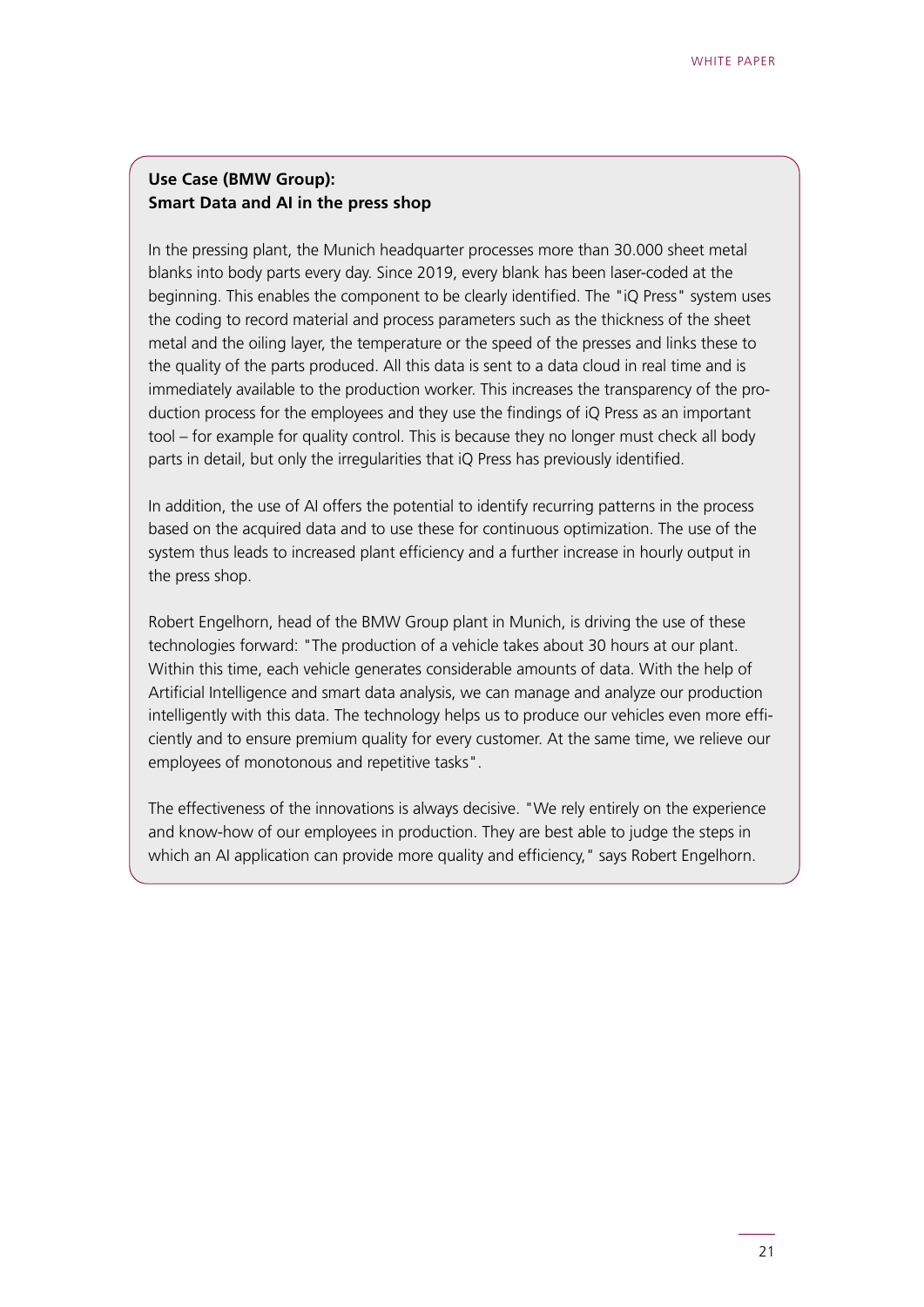**Use Case (BMW Group):**
**Smart Data and AI in the press shop**

In the pressing plant, the Munich headquarter processes more than 30.000 sheet metal blanks into body parts every day. Since 2019, every blank has been laser-coded at the beginning. This enables the component to be clearly identified. The "iQ Press" system uses the coding to record material and process parameters such as the thickness of the sheet metal and the oiling layer, the temperature or the speed of the presses and links these to the quality of the parts produced. All this data is sent to a data cloud in real time and is immediately available to the production worker. This increases the transparency of the production process for the employees and they use the findings of iQ Press as an important tool – for example for quality control. This is because they no longer must check all body parts in detail, but only the irregularities that iQ Press has previously identified.

In addition, the use of AI offers the potential to identify recurring patterns in the process based on the acquired data and to use these for continuous optimization. The use of the system thus leads to increased plant efficiency and a further increase in hourly output in the press shop.

Robert Engelhorn, head of the BMW Group plant in Munich, is driving the use of these technologies forward: "The production of a vehicle takes about 30 hours at our plant. Within this time, each vehicle generates considerable amounts of data. With the help of Artificial Intelligence and smart data analysis, we can manage and analyze our production intelligently with this data. The technology helps us to produce our vehicles even more efficiently and to ensure premium quality for every customer. At the same time, we relieve our employees of monotonous and repetitive tasks".

The effectiveness of the innovations is always decisive. "We rely entirely on the experience and know-how of our employees in production. They are best able to judge the steps in which an AI application can provide more quality and efficiency," says Robert Engelhorn.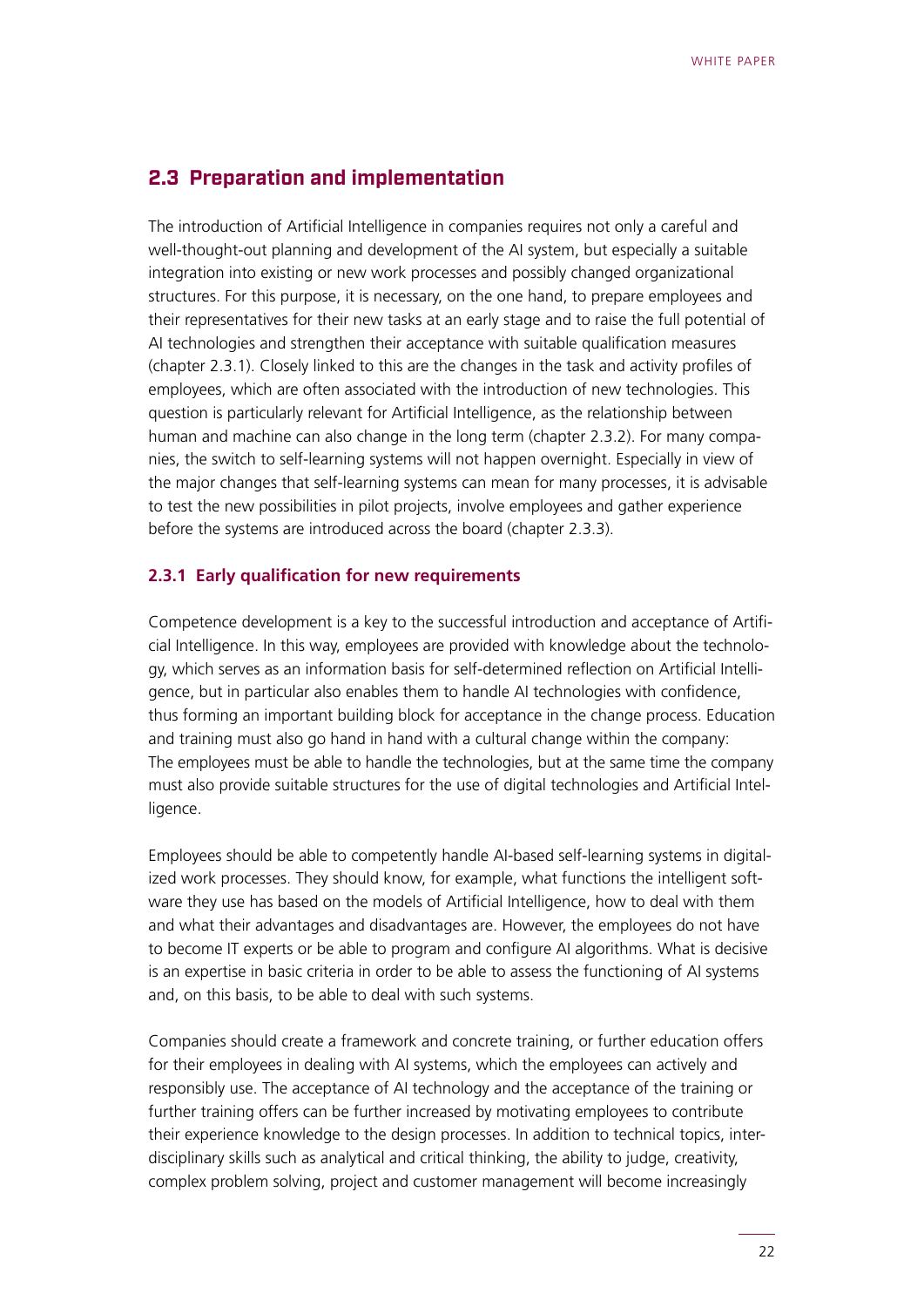## 2.3 Preparation and implementation

The introduction of Artificial Intelligence in companies requires not only a careful and well-thought-out planning and development of the AI system, but especially a suitable integration into existing or new work processes and possibly changed organizational structures. For this purpose, it is necessary, on the one hand, to prepare employees and their representatives for their new tasks at an early stage and to raise the full potential of AI technologies and strengthen their acceptance with suitable qualification measures (chapter 2.3.1). Closely linked to this are the changes in the task and activity profiles of employees, which are often associated with the introduction of new technologies. This question is particularly relevant for Artificial Intelligence, as the relationship between human and machine can also change in the long term (chapter 2.3.2). For many companies, the switch to self-learning systems will not happen overnight. Especially in view of the major changes that self-learning systems can mean for many processes, it is advisable to test the new possibilities in pilot projects, involve employees and gather experience before the systems are introduced across the board (chapter 2.3.3).

### 2.3.1 Early qualification for new requirements

Competence development is a key to the successful introduction and acceptance of Artificial Intelligence. In this way, employees are provided with knowledge about the technology, which serves as an information basis for self-determined reflection on Artificial Intelligence, but in particular also enables them to handle AI technologies with confidence, thus forming an important building block for acceptance in the change process. Education and training must also go hand in hand with a cultural change within the company: The employees must be able to handle the technologies, but at the same time the company must also provide suitable structures for the use of digital technologies and Artificial Intelligence.

Employees should be able to competently handle AI-based self-learning systems in digitalized work processes. They should know, for example, what functions the intelligent software they use has based on the models of Artificial Intelligence, how to deal with them and what their advantages and disadvantages are. However, the employees do not have to become IT experts or be able to program and configure AI algorithms. What is decisive is an expertise in basic criteria in order to be able to assess the functioning of AI systems and, on this basis, to be able to deal with such systems.

Companies should create a framework and concrete training, or further education offers for their employees in dealing with AI systems, which the employees can actively and responsibly use. The acceptance of AI technology and the acceptance of the training or further training offers can be further increased by motivating employees to contribute their experience knowledge to the design processes. In addition to technical topics, interdisciplinary skills such as analytical and critical thinking, the ability to judge, creativity, complex problem solving, project and customer management will become increasingly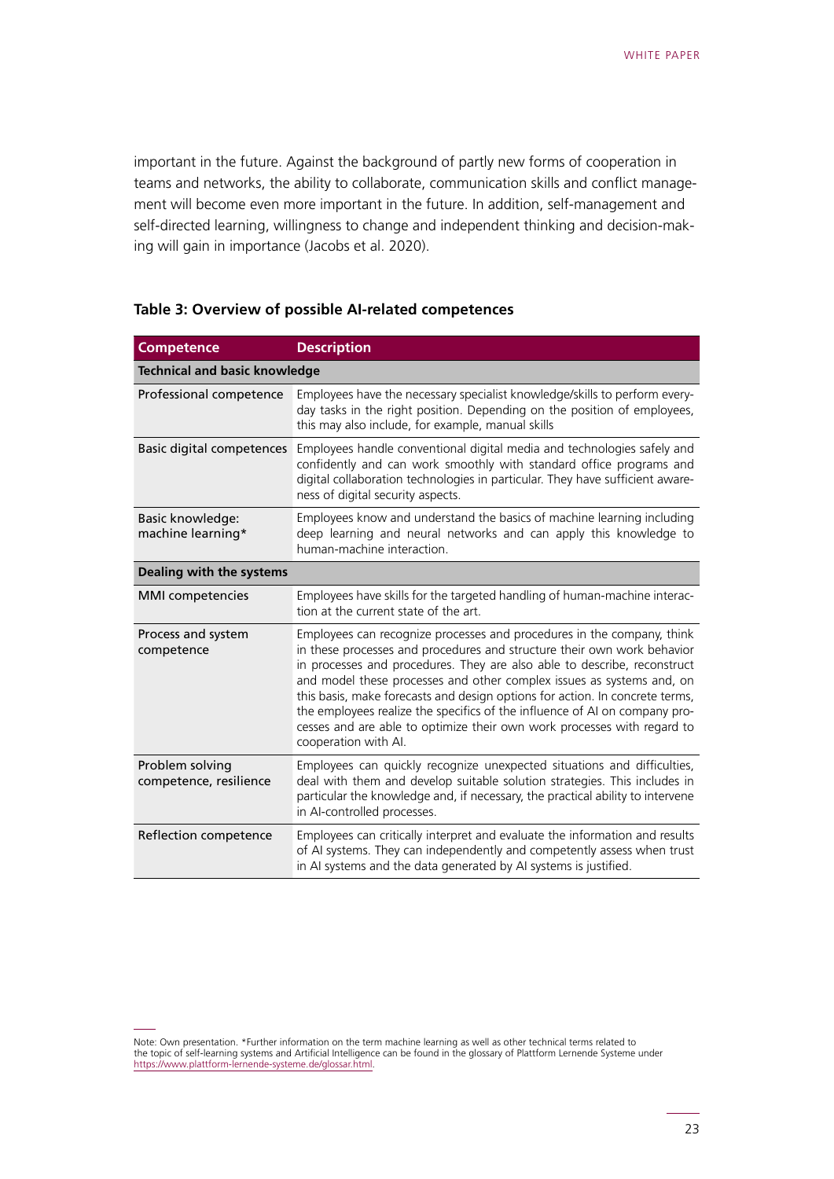important in the future. Against the background of partly new forms of cooperation in teams and networks, the ability to collaborate, communication skills and conflict management will become even more important in the future. In addition, self-management and self-directed learning, willingness to change and independent thinking and decision-making will gain in importance (Jacobs et al. 2020).

**Table 3: Overview of possible AI-related competences**

| Competence | Description |
|---|---|
| **Technical and basic knowledge** | |
| Professional competence | Employees have the necessary specialist knowledge/skills to perform everyday tasks in the right position. Depending on the position of employees, this may also include, for example, manual skills |
| Basic digital competences | Employees handle conventional digital media and technologies safely and confidently and can work smoothly with standard office programs and digital collaboration technologies in particular. They have sufficient awareness of digital security aspects. |
| Basic knowledge: machine learning* | Employees know and understand the basics of machine learning including deep learning and neural networks and can apply this knowledge to human-machine interaction. |
| **Dealing with the systems** | |
| MMI competencies | Employees have skills for the targeted handling of human-machine interaction at the current state of the art. |
| Process and system competence | Employees can recognize processes and procedures in the company, think in these processes and procedures and structure their own work behavior in processes and procedures. They are also able to describe, reconstruct and model these processes and other complex issues as systems and, on this basis, make forecasts and design options for action. In concrete terms, the employees realize the specifics of the influence of AI on company processes and are able to optimize their own work processes with regard to cooperation with AI. |
| Problem solving competence, resilience | Employees can quickly recognize unexpected situations and difficulties, deal with them and develop suitable solution strategies. This includes in particular the knowledge and, if necessary, the practical ability to intervene in AI-controlled processes. |
| Reflection competence | Employees can critically interpret and evaluate the information and results of AI systems. They can independently and competently assess when trust in AI systems and the data generated by AI systems is justified. |

Note: Own presentation. *Further information on the term machine learning as well as other technical terms related to the topic of self-learning systems and Artificial Intelligence can be found in the glossary of Plattform Lernende Systeme under https://www.plattform-lernende-systeme.de/glossar.html.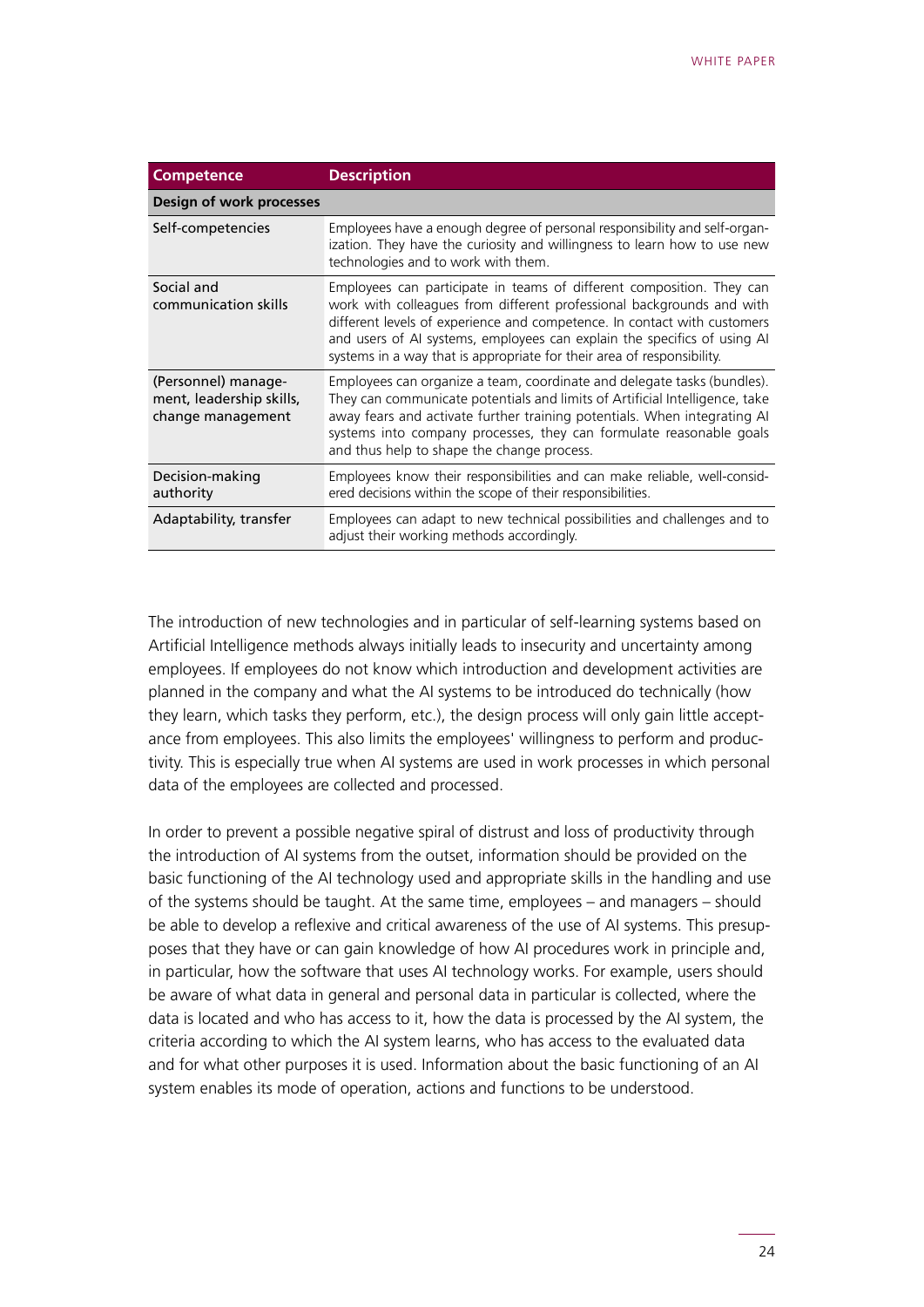| Competence | Description |
|---|---|
| **Design of work processes** | |
| Self-competencies | Employees have a enough degree of personal responsibility and self-organization. They have the curiosity and willingness to learn how to use new technologies and to work with them. |
| Social and communication skills | Employees can participate in teams of different composition. They can work with colleagues from different professional backgrounds and with different levels of experience and competence. In contact with customers and users of AI systems, employees can explain the specifics of using AI systems in a way that is appropriate for their area of responsibility. |
| (Personnel) management, leadership skills, change management | Employees can organize a team, coordinate and delegate tasks (bundles). They can communicate potentials and limits of Artificial Intelligence, take away fears and activate further training potentials. When integrating AI systems into company processes, they can formulate reasonable goals and thus help to shape the change process. |
| Decision-making authority | Employees know their responsibilities and can make reliable, well-considered decisions within the scope of their responsibilities. |
| Adaptability, transfer | Employees can adapt to new technical possibilities and challenges and to adjust their working methods accordingly. |

The introduction of new technologies and in particular of self-learning systems based on Artificial Intelligence methods always initially leads to insecurity and uncertainty among employees. If employees do not know which introduction and development activities are planned in the company and what the AI systems to be introduced do technically (how they learn, which tasks they perform, etc.), the design process will only gain little acceptance from employees. This also limits the employees' willingness to perform and productivity. This is especially true when AI systems are used in work processes in which personal data of the employees are collected and processed.

In order to prevent a possible negative spiral of distrust and loss of productivity through the introduction of AI systems from the outset, information should be provided on the basic functioning of the AI technology used and appropriate skills in the handling and use of the systems should be taught. At the same time, employees – and managers – should be able to develop a reflexive and critical awareness of the use of AI systems. This presupposes that they have or can gain knowledge of how AI procedures work in principle and, in particular, how the software that uses AI technology works. For example, users should be aware of what data in general and personal data in particular is collected, where the data is located and who has access to it, how the data is processed by the AI system, the criteria according to which the AI system learns, who has access to the evaluated data and for what other purposes it is used. Information about the basic functioning of an AI system enables its mode of operation, actions and functions to be understood.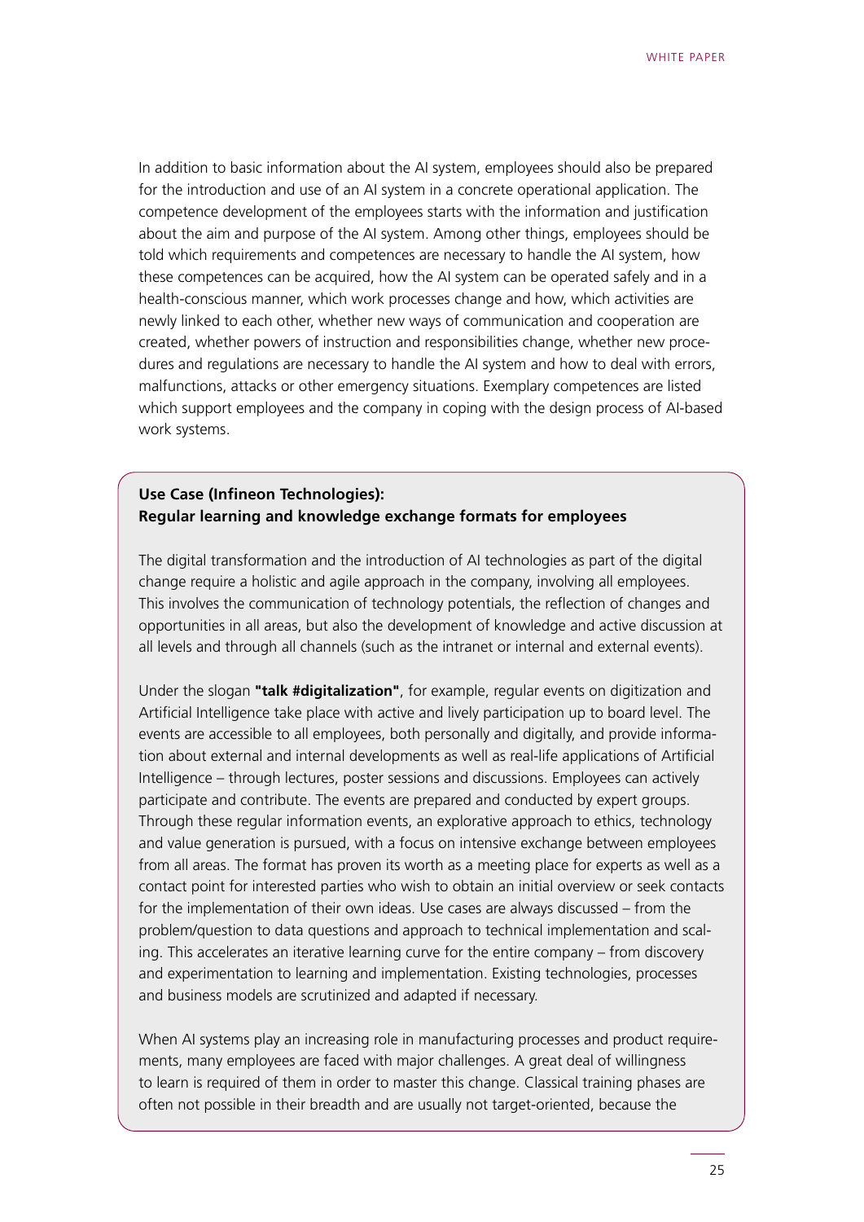In addition to basic information about the AI system, employees should also be prepared for the introduction and use of an AI system in a concrete operational application. The competence development of the employees starts with the information and justification about the aim and purpose of the AI system. Among other things, employees should be told which requirements and competences are necessary to handle the AI system, how these competences can be acquired, how the AI system can be operated safely and in a health-conscious manner, which work processes change and how, which activities are newly linked to each other, whether new ways of communication and cooperation are created, whether powers of instruction and responsibilities change, whether new procedures and regulations are necessary to handle the AI system and how to deal with errors, malfunctions, attacks or other emergency situations. Exemplary competences are listed which support employees and the company in coping with the design process of AI-based work systems.

**Use Case (Infineon Technologies):**
**Regular learning and knowledge exchange formats for employees**

The digital transformation and the introduction of AI technologies as part of the digital change require a holistic and agile approach in the company, involving all employees. This involves the communication of technology potentials, the reflection of changes and opportunities in all areas, but also the development of knowledge and active discussion at all levels and through all channels (such as the intranet or internal and external events).

Under the slogan **"talk #digitalization"**, for example, regular events on digitization and Artificial Intelligence take place with active and lively participation up to board level. The events are accessible to all employees, both personally and digitally, and provide information about external and internal developments as well as real-life applications of Artificial Intelligence – through lectures, poster sessions and discussions. Employees can actively participate and contribute. The events are prepared and conducted by expert groups. Through these regular information events, an explorative approach to ethics, technology and value generation is pursued, with a focus on intensive exchange between employees from all areas. The format has proven its worth as a meeting place for experts as well as a contact point for interested parties who wish to obtain an initial overview or seek contacts for the implementation of their own ideas. Use cases are always discussed – from the problem/question to data questions and approach to technical implementation and scaling. This accelerates an iterative learning curve for the entire company – from discovery and experimentation to learning and implementation. Existing technologies, processes and business models are scrutinized and adapted if necessary.

When AI systems play an increasing role in manufacturing processes and product requirements, many employees are faced with major challenges. A great deal of willingness to learn is required of them in order to master this change. Classical training phases are often not possible in their breadth and are usually not target-oriented, because the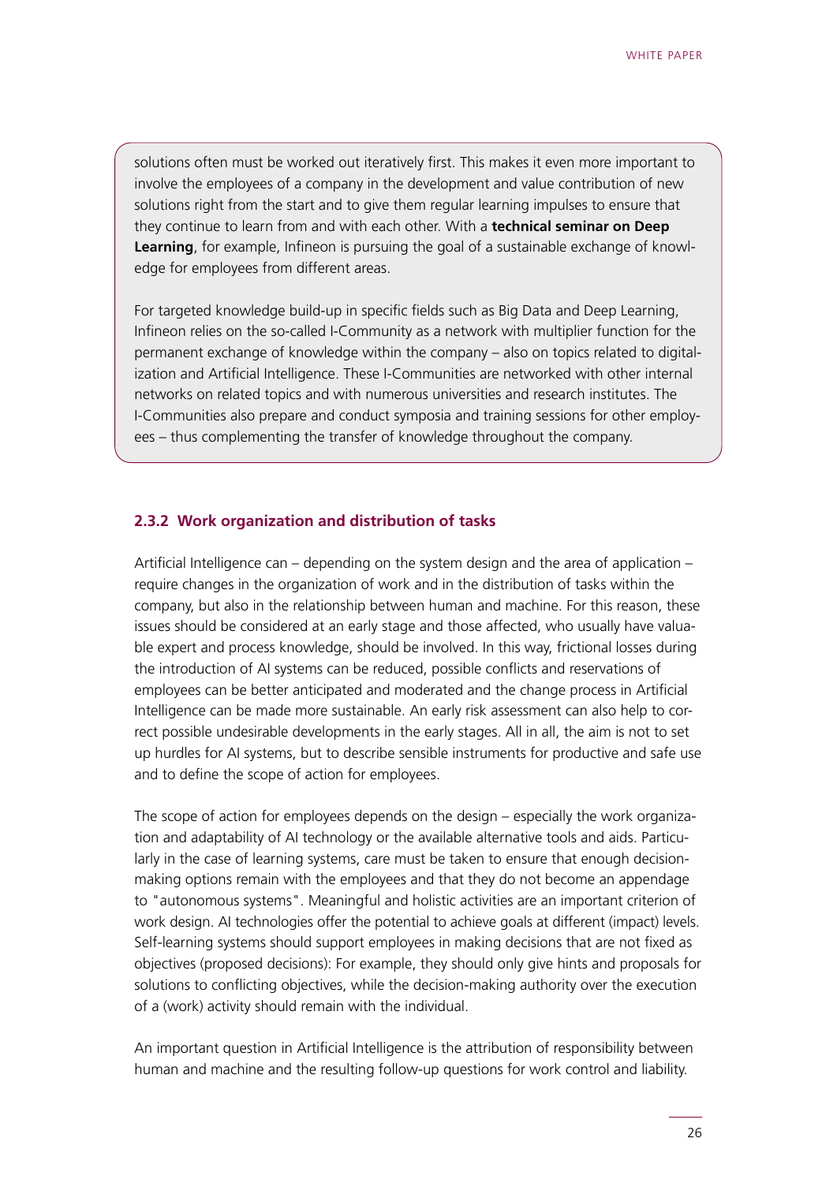solutions often must be worked out iteratively first. This makes it even more important to involve the employees of a company in the development and value contribution of new solutions right from the start and to give them regular learning impulses to ensure that they continue to learn from and with each other. With a **technical seminar on Deep Learning**, for example, Infineon is pursuing the goal of a sustainable exchange of knowledge for employees from different areas.

For targeted knowledge build-up in specific fields such as Big Data and Deep Learning, Infineon relies on the so-called I-Community as a network with multiplier function for the permanent exchange of knowledge within the company – also on topics related to digitalization and Artificial Intelligence. These I-Communities are networked with other internal networks on related topics and with numerous universities and research institutes. The I-Communities also prepare and conduct symposia and training sessions for other employees – thus complementing the transfer of knowledge throughout the company.

### 2.3.2 Work organization and distribution of tasks

Artificial Intelligence can – depending on the system design and the area of application – require changes in the organization of work and in the distribution of tasks within the company, but also in the relationship between human and machine. For this reason, these issues should be considered at an early stage and those affected, who usually have valuable expert and process knowledge, should be involved. In this way, frictional losses during the introduction of AI systems can be reduced, possible conflicts and reservations of employees can be better anticipated and moderated and the change process in Artificial Intelligence can be made more sustainable. An early risk assessment can also help to correct possible undesirable developments in the early stages. All in all, the aim is not to set up hurdles for AI systems, but to describe sensible instruments for productive and safe use and to define the scope of action for employees.

The scope of action for employees depends on the design – especially the work organization and adaptability of AI technology or the available alternative tools and aids. Particularly in the case of learning systems, care must be taken to ensure that enough decision-making options remain with the employees and that they do not become an appendage to "autonomous systems". Meaningful and holistic activities are an important criterion of work design. AI technologies offer the potential to achieve goals at different (impact) levels. Self-learning systems should support employees in making decisions that are not fixed as objectives (proposed decisions): For example, they should only give hints and proposals for solutions to conflicting objectives, while the decision-making authority over the execution of a (work) activity should remain with the individual.

An important question in Artificial Intelligence is the attribution of responsibility between human and machine and the resulting follow-up questions for work control and liability.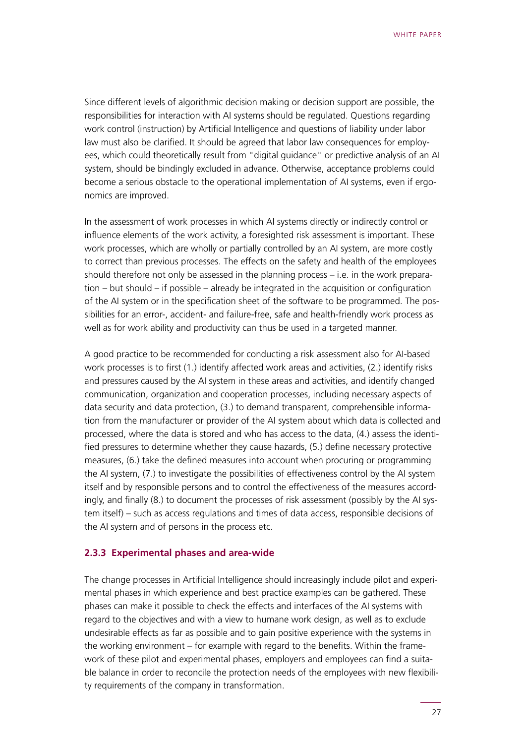Since different levels of algorithmic decision making or decision support are possible, the responsibilities for interaction with AI systems should be regulated. Questions regarding work control (instruction) by Artificial Intelligence and questions of liability under labor law must also be clarified. It should be agreed that labor law consequences for employees, which could theoretically result from "digital guidance" or predictive analysis of an AI system, should be bindingly excluded in advance. Otherwise, acceptance problems could become a serious obstacle to the operational implementation of AI systems, even if ergonomics are improved.

In the assessment of work processes in which AI systems directly or indirectly control or influence elements of the work activity, a foresighted risk assessment is important. These work processes, which are wholly or partially controlled by an AI system, are more costly to correct than previous processes. The effects on the safety and health of the employees should therefore not only be assessed in the planning process – i.e. in the work preparation – but should – if possible – already be integrated in the acquisition or configuration of the AI system or in the specification sheet of the software to be programmed. The possibilities for an error-, accident- and failure-free, safe and health-friendly work process as well as for work ability and productivity can thus be used in a targeted manner.

A good practice to be recommended for conducting a risk assessment also for AI-based work processes is to first (1.) identify affected work areas and activities, (2.) identify risks and pressures caused by the AI system in these areas and activities, and identify changed communication, organization and cooperation processes, including necessary aspects of data security and data protection, (3.) to demand transparent, comprehensible information from the manufacturer or provider of the AI system about which data is collected and processed, where the data is stored and who has access to the data, (4.) assess the identified pressures to determine whether they cause hazards, (5.) define necessary protective measures, (6.) take the defined measures into account when procuring or programming the AI system, (7.) to investigate the possibilities of effectiveness control by the AI system itself and by responsible persons and to control the effectiveness of the measures accordingly, and finally (8.) to document the processes of risk assessment (possibly by the AI system itself) – such as access regulations and times of data access, responsible decisions of the AI system and of persons in the process etc.

### 2.3.3 Experimental phases and area-wide

The change processes in Artificial Intelligence should increasingly include pilot and experimental phases in which experience and best practice examples can be gathered. These phases can make it possible to check the effects and interfaces of the AI systems with regard to the objectives and with a view to humane work design, as well as to exclude undesirable effects as far as possible and to gain positive experience with the systems in the working environment – for example with regard to the benefits. Within the framework of these pilot and experimental phases, employers and employees can find a suitable balance in order to reconcile the protection needs of the employees with new flexibility requirements of the company in transformation.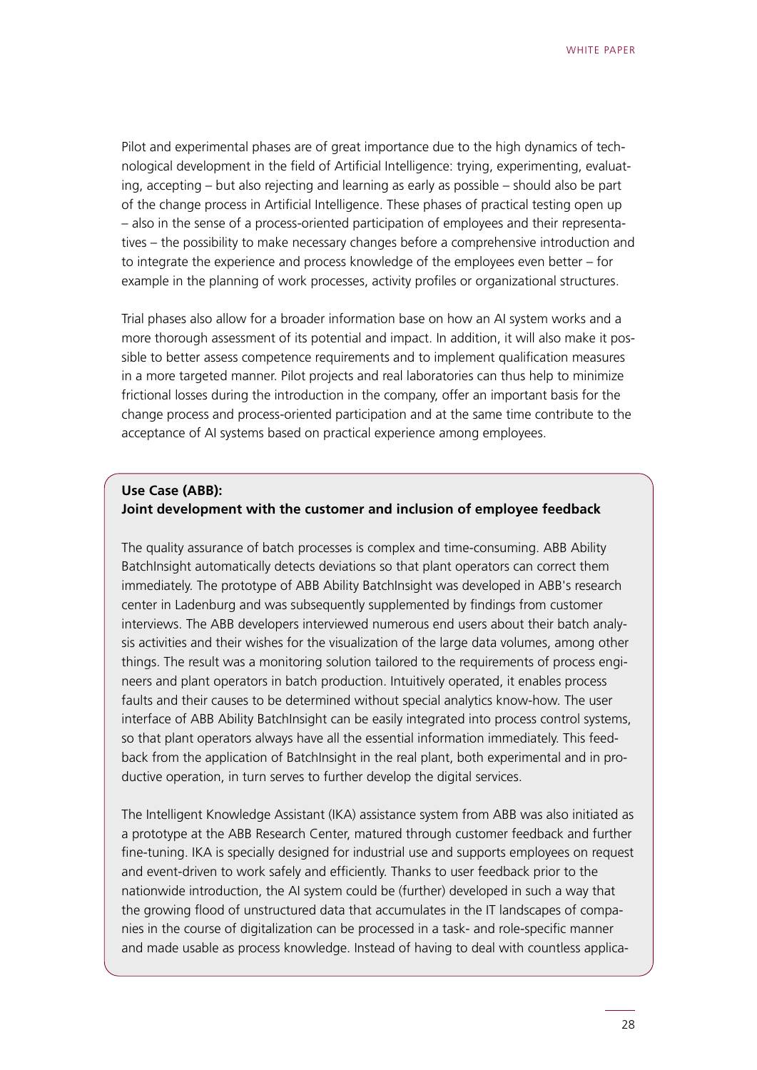Pilot and experimental phases are of great importance due to the high dynamics of technological development in the field of Artificial Intelligence: trying, experimenting, evaluating, accepting – but also rejecting and learning as early as possible – should also be part of the change process in Artificial Intelligence. These phases of practical testing open up – also in the sense of a process-oriented participation of employees and their representatives – the possibility to make necessary changes before a comprehensive introduction and to integrate the experience and process knowledge of the employees even better – for example in the planning of work processes, activity profiles or organizational structures.

Trial phases also allow for a broader information base on how an AI system works and a more thorough assessment of its potential and impact. In addition, it will also make it possible to better assess competence requirements and to implement qualification measures in a more targeted manner. Pilot projects and real laboratories can thus help to minimize frictional losses during the introduction in the company, offer an important basis for the change process and process-oriented participation and at the same time contribute to the acceptance of AI systems based on practical experience among employees.

**Use Case (ABB):**
**Joint development with the customer and inclusion of employee feedback**

The quality assurance of batch processes is complex and time-consuming. ABB Ability BatchInsight automatically detects deviations so that plant operators can correct them immediately. The prototype of ABB Ability BatchInsight was developed in ABB's research center in Ladenburg and was subsequently supplemented by findings from customer interviews. The ABB developers interviewed numerous end users about their batch analysis activities and their wishes for the visualization of the large data volumes, among other things. The result was a monitoring solution tailored to the requirements of process engineers and plant operators in batch production. Intuitively operated, it enables process faults and their causes to be determined without special analytics know-how. The user interface of ABB Ability BatchInsight can be easily integrated into process control systems, so that plant operators always have all the essential information immediately. This feedback from the application of BatchInsight in the real plant, both experimental and in productive operation, in turn serves to further develop the digital services.

The Intelligent Knowledge Assistant (IKA) assistance system from ABB was also initiated as a prototype at the ABB Research Center, matured through customer feedback and further fine-tuning. IKA is specially designed for industrial use and supports employees on request and event-driven to work safely and efficiently. Thanks to user feedback prior to the nationwide introduction, the AI system could be (further) developed in such a way that the growing flood of unstructured data that accumulates in the IT landscapes of companies in the course of digitalization can be processed in a task- and role-specific manner and made usable as process knowledge. Instead of having to deal with countless applica-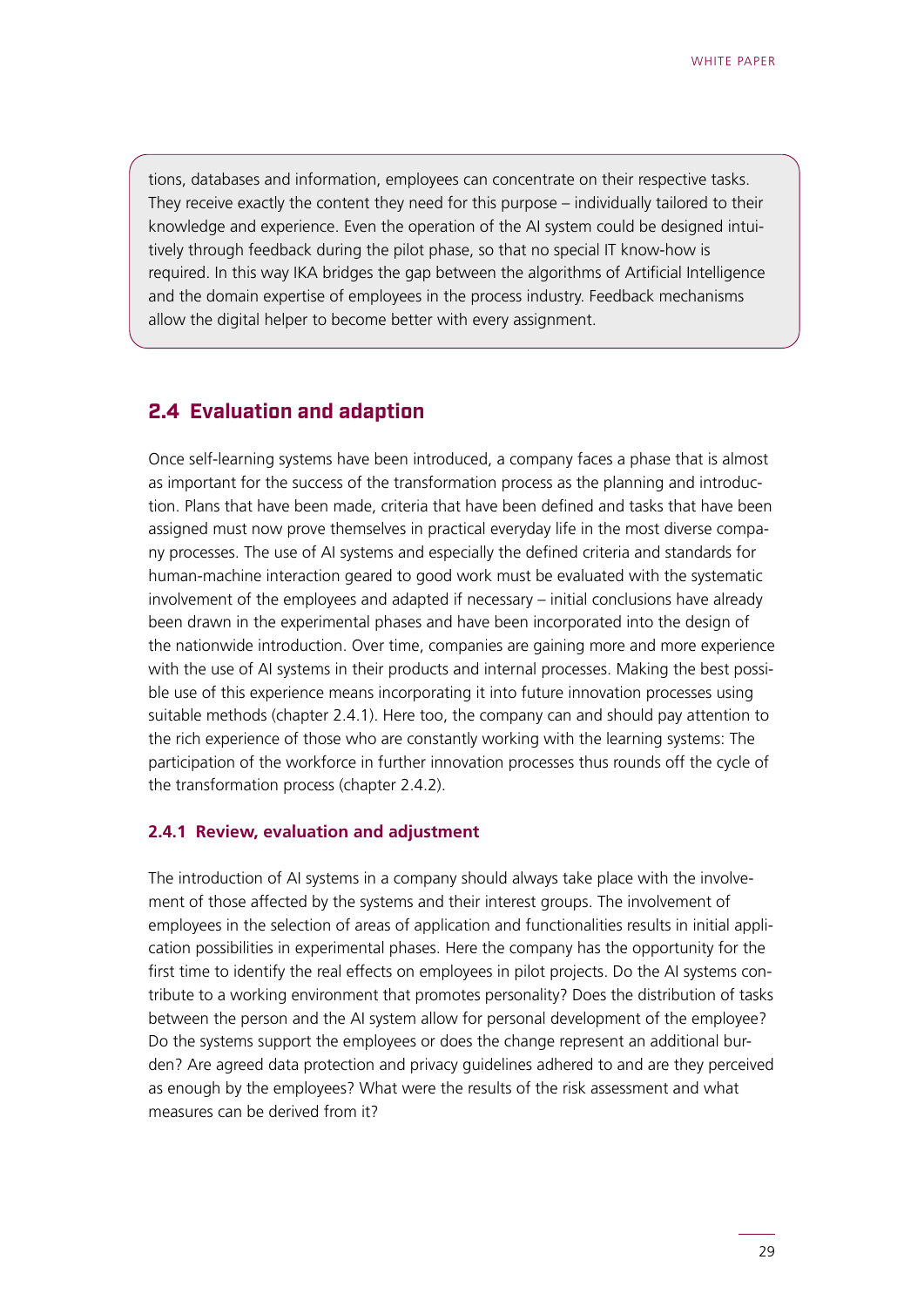tions, databases and information, employees can concentrate on their respective tasks. They receive exactly the content they need for this purpose – individually tailored to their knowledge and experience. Even the operation of the AI system could be designed intuitively through feedback during the pilot phase, so that no special IT know-how is required. In this way IKA bridges the gap between the algorithms of Artificial Intelligence and the domain expertise of employees in the process industry. Feedback mechanisms allow the digital helper to become better with every assignment.

## 2.4 Evaluation and adaption

Once self-learning systems have been introduced, a company faces a phase that is almost as important for the success of the transformation process as the planning and introduction. Plans that have been made, criteria that have been defined and tasks that have been assigned must now prove themselves in practical everyday life in the most diverse company processes. The use of AI systems and especially the defined criteria and standards for human-machine interaction geared to good work must be evaluated with the systematic involvement of the employees and adapted if necessary – initial conclusions have already been drawn in the experimental phases and have been incorporated into the design of the nationwide introduction. Over time, companies are gaining more and more experience with the use of AI systems in their products and internal processes. Making the best possible use of this experience means incorporating it into future innovation processes using suitable methods (chapter 2.4.1). Here too, the company can and should pay attention to the rich experience of those who are constantly working with the learning systems: The participation of the workforce in further innovation processes thus rounds off the cycle of the transformation process (chapter 2.4.2).

### 2.4.1 Review, evaluation and adjustment

The introduction of AI systems in a company should always take place with the involvement of those affected by the systems and their interest groups. The involvement of employees in the selection of areas of application and functionalities results in initial application possibilities in experimental phases. Here the company has the opportunity for the first time to identify the real effects on employees in pilot projects. Do the AI systems contribute to a working environment that promotes personality? Does the distribution of tasks between the person and the AI system allow for personal development of the employee? Do the systems support the employees or does the change represent an additional burden? Are agreed data protection and privacy guidelines adhered to and are they perceived as enough by the employees? What were the results of the risk assessment and what measures can be derived from it?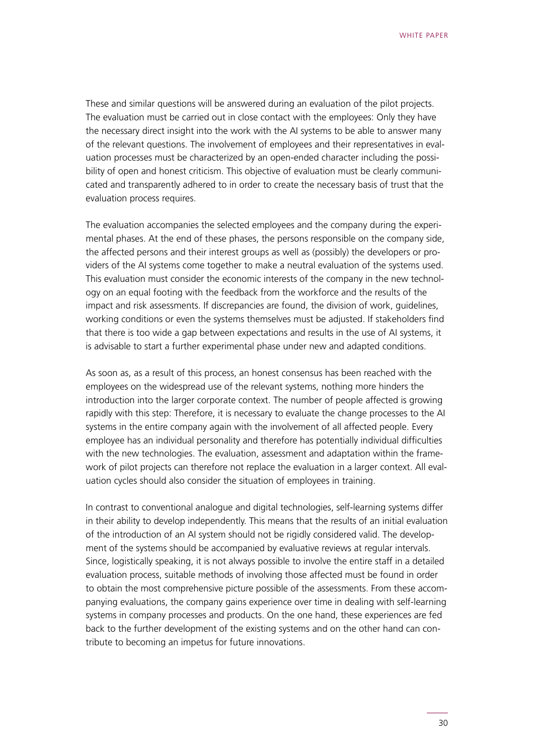These and similar questions will be answered during an evaluation of the pilot projects. The evaluation must be carried out in close contact with the employees: Only they have the necessary direct insight into the work with the AI systems to be able to answer many of the relevant questions. The involvement of employees and their representatives in evaluation processes must be characterized by an open-ended character including the possibility of open and honest criticism. This objective of evaluation must be clearly communicated and transparently adhered to in order to create the necessary basis of trust that the evaluation process requires.

The evaluation accompanies the selected employees and the company during the experimental phases. At the end of these phases, the persons responsible on the company side, the affected persons and their interest groups as well as (possibly) the developers or providers of the AI systems come together to make a neutral evaluation of the systems used. This evaluation must consider the economic interests of the company in the new technology on an equal footing with the feedback from the workforce and the results of the impact and risk assessments. If discrepancies are found, the division of work, guidelines, working conditions or even the systems themselves must be adjusted. If stakeholders find that there is too wide a gap between expectations and results in the use of AI systems, it is advisable to start a further experimental phase under new and adapted conditions.

As soon as, as a result of this process, an honest consensus has been reached with the employees on the widespread use of the relevant systems, nothing more hinders the introduction into the larger corporate context. The number of people affected is growing rapidly with this step: Therefore, it is necessary to evaluate the change processes to the AI systems in the entire company again with the involvement of all affected people. Every employee has an individual personality and therefore has potentially individual difficulties with the new technologies. The evaluation, assessment and adaptation within the framework of pilot projects can therefore not replace the evaluation in a larger context. All evaluation cycles should also consider the situation of employees in training.

In contrast to conventional analogue and digital technologies, self-learning systems differ in their ability to develop independently. This means that the results of an initial evaluation of the introduction of an AI system should not be rigidly considered valid. The development of the systems should be accompanied by evaluative reviews at regular intervals. Since, logistically speaking, it is not always possible to involve the entire staff in a detailed evaluation process, suitable methods of involving those affected must be found in order to obtain the most comprehensive picture possible of the assessments. From these accompanying evaluations, the company gains experience over time in dealing with self-learning systems in company processes and products. On the one hand, these experiences are fed back to the further development of the existing systems and on the other hand can contribute to becoming an impetus for future innovations.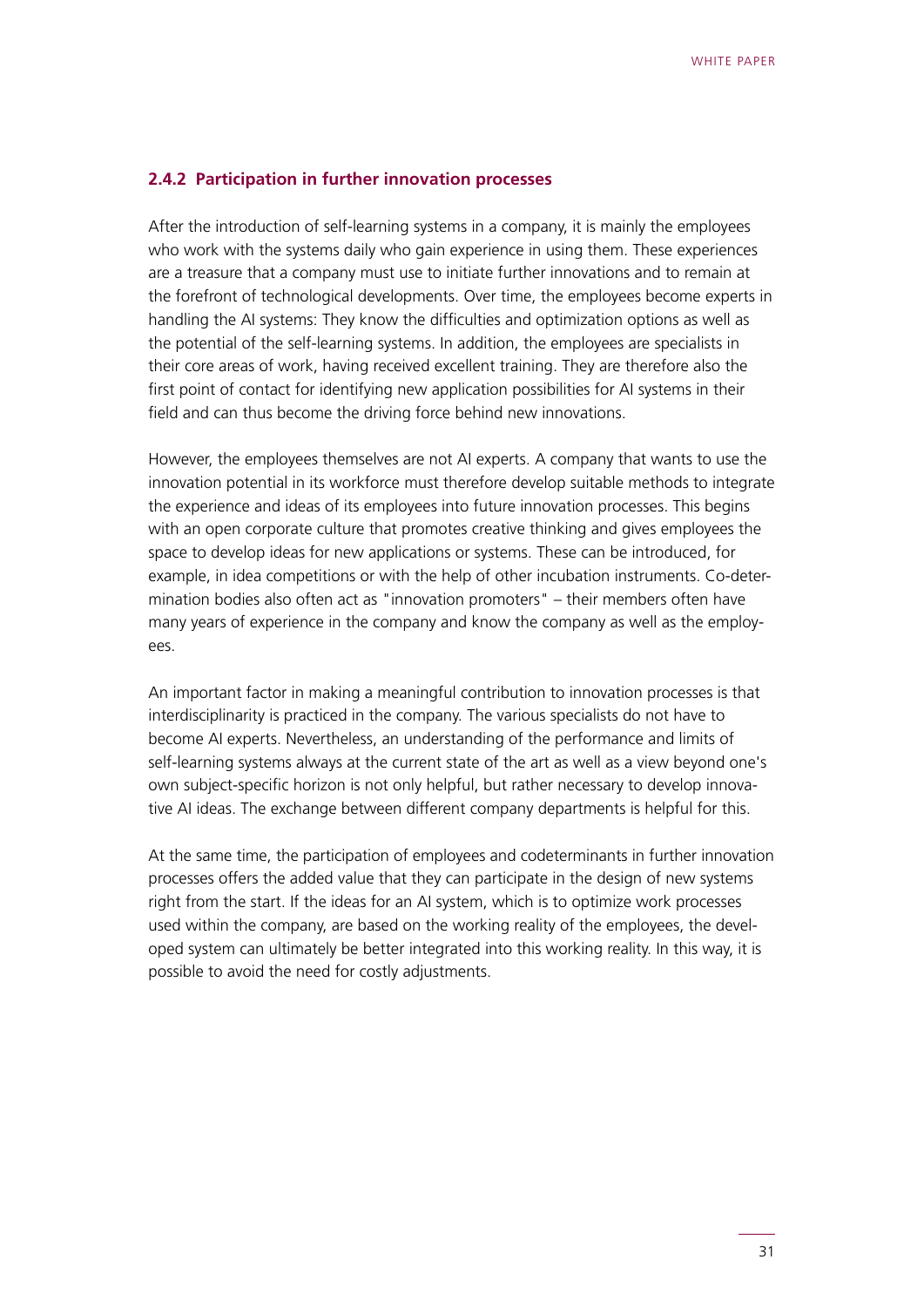### 2.4.2 Participation in further innovation processes

After the introduction of self-learning systems in a company, it is mainly the employees who work with the systems daily who gain experience in using them. These experiences are a treasure that a company must use to initiate further innovations and to remain at the forefront of technological developments. Over time, the employees become experts in handling the AI systems: They know the difficulties and optimization options as well as the potential of the self-learning systems. In addition, the employees are specialists in their core areas of work, having received excellent training. They are therefore also the first point of contact for identifying new application possibilities for AI systems in their field and can thus become the driving force behind new innovations.

However, the employees themselves are not AI experts. A company that wants to use the innovation potential in its workforce must therefore develop suitable methods to integrate the experience and ideas of its employees into future innovation processes. This begins with an open corporate culture that promotes creative thinking and gives employees the space to develop ideas for new applications or systems. These can be introduced, for example, in idea competitions or with the help of other incubation instruments. Co-determination bodies also often act as "innovation promoters" – their members often have many years of experience in the company and know the company as well as the employees.

An important factor in making a meaningful contribution to innovation processes is that interdisciplinarity is practiced in the company. The various specialists do not have to become AI experts. Nevertheless, an understanding of the performance and limits of self-learning systems always at the current state of the art as well as a view beyond one's own subject-specific horizon is not only helpful, but rather necessary to develop innovative AI ideas. The exchange between different company departments is helpful for this.

At the same time, the participation of employees and codeterminants in further innovation processes offers the added value that they can participate in the design of new systems right from the start. If the ideas for an AI system, which is to optimize work processes used within the company, are based on the working reality of the employees, the developed system can ultimately be better integrated into this working reality. In this way, it is possible to avoid the need for costly adjustments.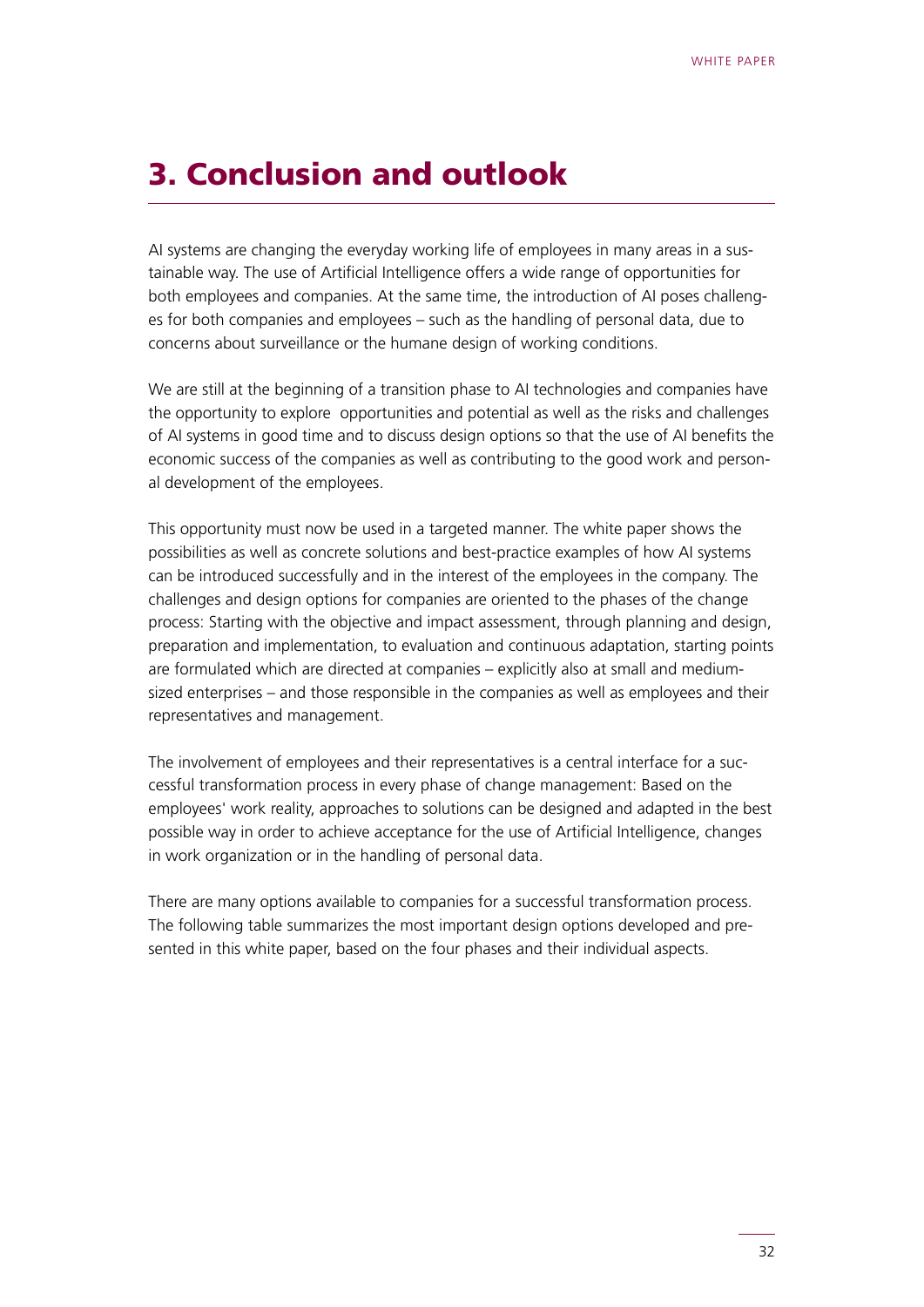# 3. Conclusion and outlook

AI systems are changing the everyday working life of employees in many areas in a sustainable way. The use of Artificial Intelligence offers a wide range of opportunities for both employees and companies. At the same time, the introduction of AI poses challenges for both companies and employees – such as the handling of personal data, due to concerns about surveillance or the humane design of working conditions.

We are still at the beginning of a transition phase to AI technologies and companies have the opportunity to explore opportunities and potential as well as the risks and challenges of AI systems in good time and to discuss design options so that the use of AI benefits the economic success of the companies as well as contributing to the good work and personal development of the employees.

This opportunity must now be used in a targeted manner. The white paper shows the possibilities as well as concrete solutions and best-practice examples of how AI systems can be introduced successfully and in the interest of the employees in the company. The challenges and design options for companies are oriented to the phases of the change process: Starting with the objective and impact assessment, through planning and design, preparation and implementation, to evaluation and continuous adaptation, starting points are formulated which are directed at companies – explicitly also at small and medium-sized enterprises – and those responsible in the companies as well as employees and their representatives and management.

The involvement of employees and their representatives is a central interface for a successful transformation process in every phase of change management: Based on the employees' work reality, approaches to solutions can be designed and adapted in the best possible way in order to achieve acceptance for the use of Artificial Intelligence, changes in work organization or in the handling of personal data.

There are many options available to companies for a successful transformation process. The following table summarizes the most important design options developed and presented in this white paper, based on the four phases and their individual aspects.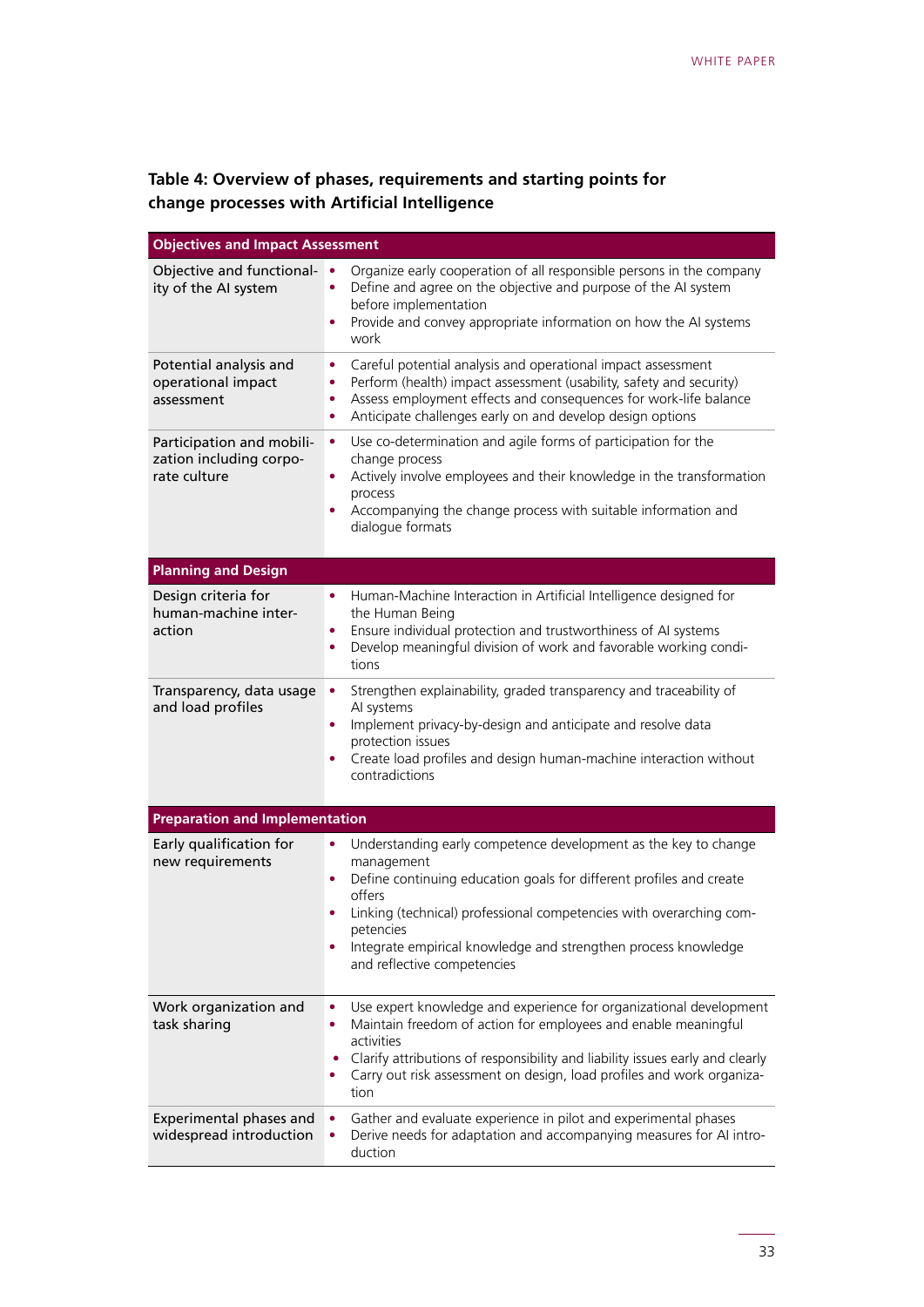**Table 4: Overview of phases, requirements and starting points for change processes with Artificial Intelligence**

| Objectives and Impact Assessment | |
|---|---|
| Objective and functionality of the AI system | • Organize early cooperation of all responsible persons in the company<br>• Define and agree on the objective and purpose of the AI system before implementation<br>• Provide and convey appropriate information on how the AI systems work |
| Potential analysis and operational impact assessment | • Careful potential analysis and operational impact assessment<br>• Perform (health) impact assessment (usability, safety and security)<br>• Assess employment effects and consequences for work-life balance<br>• Anticipate challenges early on and develop design options |
| Participation and mobilization including corporate culture | • Use co-determination and agile forms of participation for the change process<br>• Actively involve employees and their knowledge in the transformation process<br>• Accompanying the change process with suitable information and dialogue formats |
| **Planning and Design** | |
| Design criteria for human-machine interaction | • Human-Machine Interaction in Artificial Intelligence designed for the Human Being<br>• Ensure individual protection and trustworthiness of AI systems<br>• Develop meaningful division of work and favorable working conditions |
| Transparency, data usage and load profiles | • Strengthen explainability, graded transparency and traceability of AI systems<br>• Implement privacy-by-design and anticipate and resolve data protection issues<br>• Create load profiles and design human-machine interaction without contradictions |
| **Preparation and Implementation** | |
| Early qualification for new requirements | • Understanding early competence development as the key to change management<br>• Define continuing education goals for different profiles and create offers<br>• Linking (technical) professional competencies with overarching competencies<br>• Integrate empirical knowledge and strengthen process knowledge and reflective competencies |
| Work organization and task sharing | • Use expert knowledge and experience for organizational development<br>• Maintain freedom of action for employees and enable meaningful activities<br>• Clarify attributions of responsibility and liability issues early and clearly<br>• Carry out risk assessment on design, load profiles and work organization |
| Experimental phases and widespread introduction | • Gather and evaluate experience in pilot and experimental phases<br>• Derive needs for adaptation and accompanying measures for AI introduction |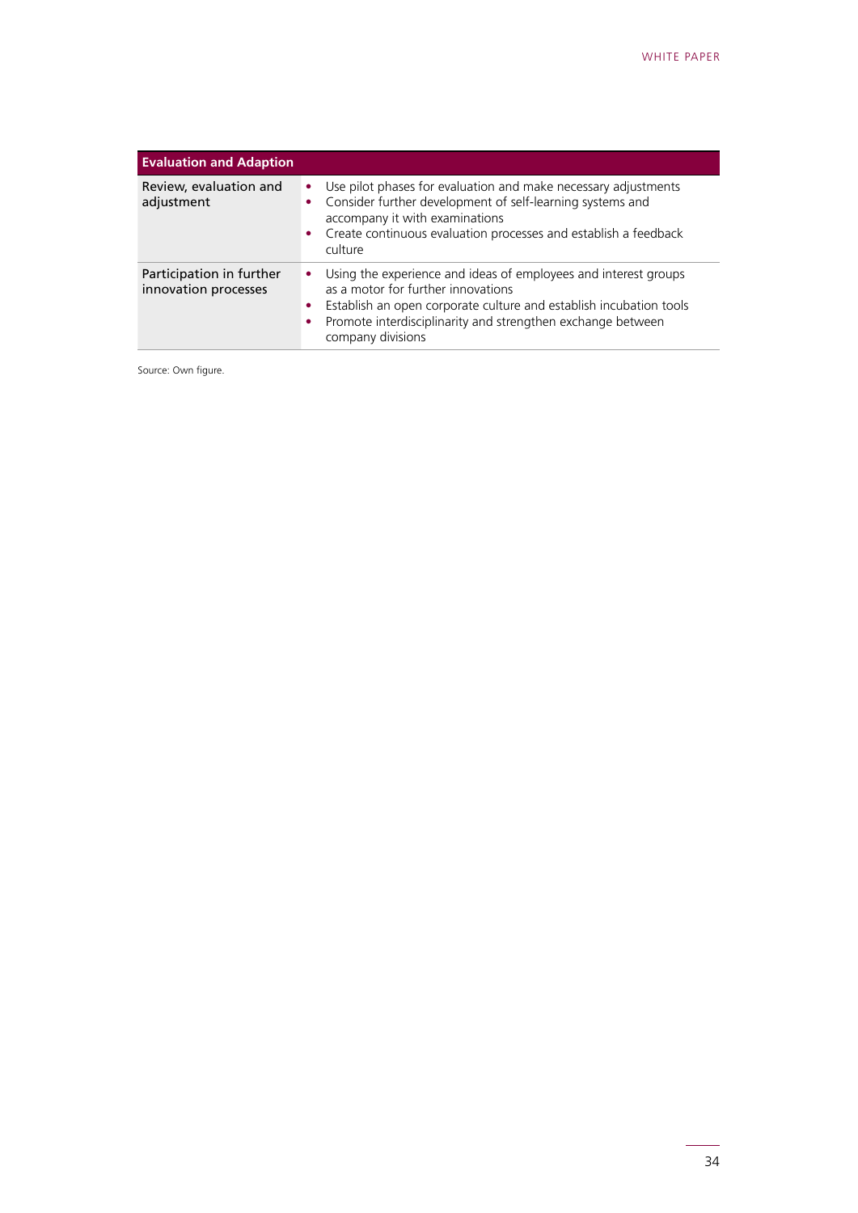| Evaluation and Adaption | |
|---|---|
| Review, evaluation and adjustment | • Use pilot phases for evaluation and make necessary adjustments<br>• Consider further development of self-learning systems and accompany it with examinations<br>• Create continuous evaluation processes and establish a feedback culture |
| Participation in further innovation processes | • Using the experience and ideas of employees and interest groups as a motor for further innovations<br>• Establish an open corporate culture and establish incubation tools<br>• Promote interdisciplinarity and strengthen exchange between company divisions |

Source: Own figure.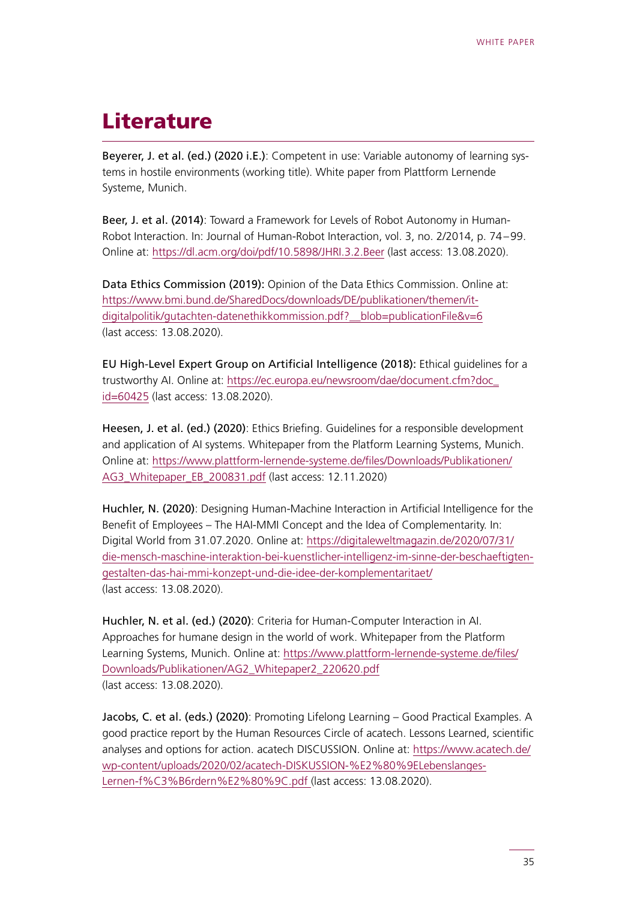# Literature

**Beyerer, J. et al. (ed.) (2020 i.E.)**: Competent in use: Variable autonomy of learning systems in hostile environments (working title). White paper from Plattform Lernende Systeme, Munich.

**Beer, J. et al. (2014)**: Toward a Framework for Levels of Robot Autonomy in Human-Robot Interaction. In: Journal of Human-Robot Interaction, vol. 3, no. 2/2014, p. 74–99. Online at: https://dl.acm.org/doi/pdf/10.5898/JHRI.3.2.Beer (last access: 13.08.2020).

**Data Ethics Commission (2019):** Opinion of the Data Ethics Commission. Online at: https://www.bmi.bund.de/SharedDocs/downloads/DE/publikationen/themen/it-digitalpolitik/gutachten-datenethikkommission.pdf?__blob=publicationFile&v=6 (last access: 13.08.2020).

**EU High-Level Expert Group on Artificial Intelligence (2018):** Ethical guidelines for a trustworthy AI. Online at: https://ec.europa.eu/newsroom/dae/document.cfm?doc_id=60425 (last access: 13.08.2020).

**Heesen, J. et al. (ed.) (2020)**: Ethics Briefing. Guidelines for a responsible development and application of AI systems. Whitepaper from the Platform Learning Systems, Munich. Online at: https://www.plattform-lernende-systeme.de/files/Downloads/Publikationen/AG3_Whitepaper_EB_200831.pdf (last access: 12.11.2020)

**Huchler, N. (2020)**: Designing Human-Machine Interaction in Artificial Intelligence for the Benefit of Employees – The HAI-MMI Concept and the Idea of Complementarity. In: Digital World from 31.07.2020. Online at: https://digitaleweltmagazin.de/2020/07/31/die-mensch-maschine-interaktion-bei-kuenstlicher-intelligenz-im-sinne-der-beschaeftigten-gestalten-das-hai-mmi-konzept-und-die-idee-der-komplementaritaet/ (last access: 13.08.2020).

**Huchler, N. et al. (ed.) (2020)**: Criteria for Human-Computer Interaction in AI. Approaches for humane design in the world of work. Whitepaper from the Platform Learning Systems, Munich. Online at: https://www.plattform-lernende-systeme.de/files/Downloads/Publikationen/AG2_Whitepaper2_220620.pdf (last access: 13.08.2020).

**Jacobs, C. et al. (eds.) (2020)**: Promoting Lifelong Learning – Good Practical Examples. A good practice report by the Human Resources Circle of acatech. Lessons Learned, scientific analyses and options for action. acatech DISCUSSION. Online at: https://www.acatech.de/wp-content/uploads/2020/02/acatech-DISKUSSION-%E2%80%9ELebenslanges-Lernen-f%C3%B6rdern%E2%80%9C.pdf (last access: 13.08.2020).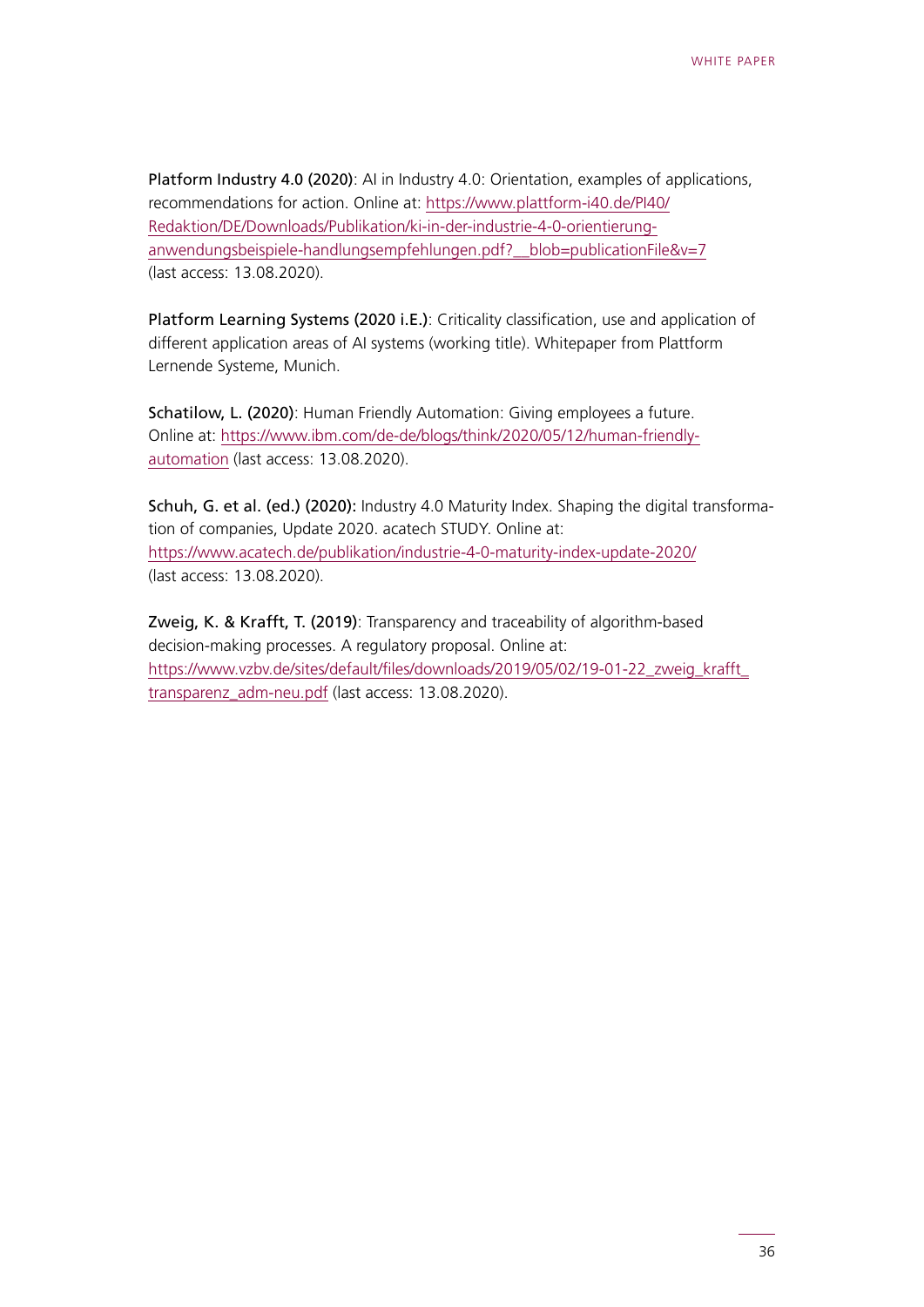**Platform Industry 4.0 (2020)**: AI in Industry 4.0: Orientation, examples of applications, recommendations for action. Online at: https://www.plattform-i40.de/PI40/Redaktion/DE/Downloads/Publikation/ki-in-der-industrie-4-0-orientierung-anwendungsbeispiele-handlungsempfehlungen.pdf?__blob=publicationFile&v=7 (last access: 13.08.2020).

**Platform Learning Systems (2020 i.E.)**: Criticality classification, use and application of different application areas of AI systems (working title). Whitepaper from Plattform Lernende Systeme, Munich.

**Schatilow, L. (2020)**: Human Friendly Automation: Giving employees a future. Online at: https://www.ibm.com/de-de/blogs/think/2020/05/12/human-friendly-automation (last access: 13.08.2020).

**Schuh, G. et al. (ed.) (2020):** Industry 4.0 Maturity Index. Shaping the digital transformation of companies, Update 2020. acatech STUDY. Online at: https://www.acatech.de/publikation/industrie-4-0-maturity-index-update-2020/ (last access: 13.08.2020).

**Zweig, K. & Krafft, T. (2019)**: Transparency and traceability of algorithm-based decision-making processes. A regulatory proposal. Online at: https://www.vzbv.de/sites/default/files/downloads/2019/05/02/19-01-22_zweig_krafft_transparenz_adm-neu.pdf (last access: 13.08.2020).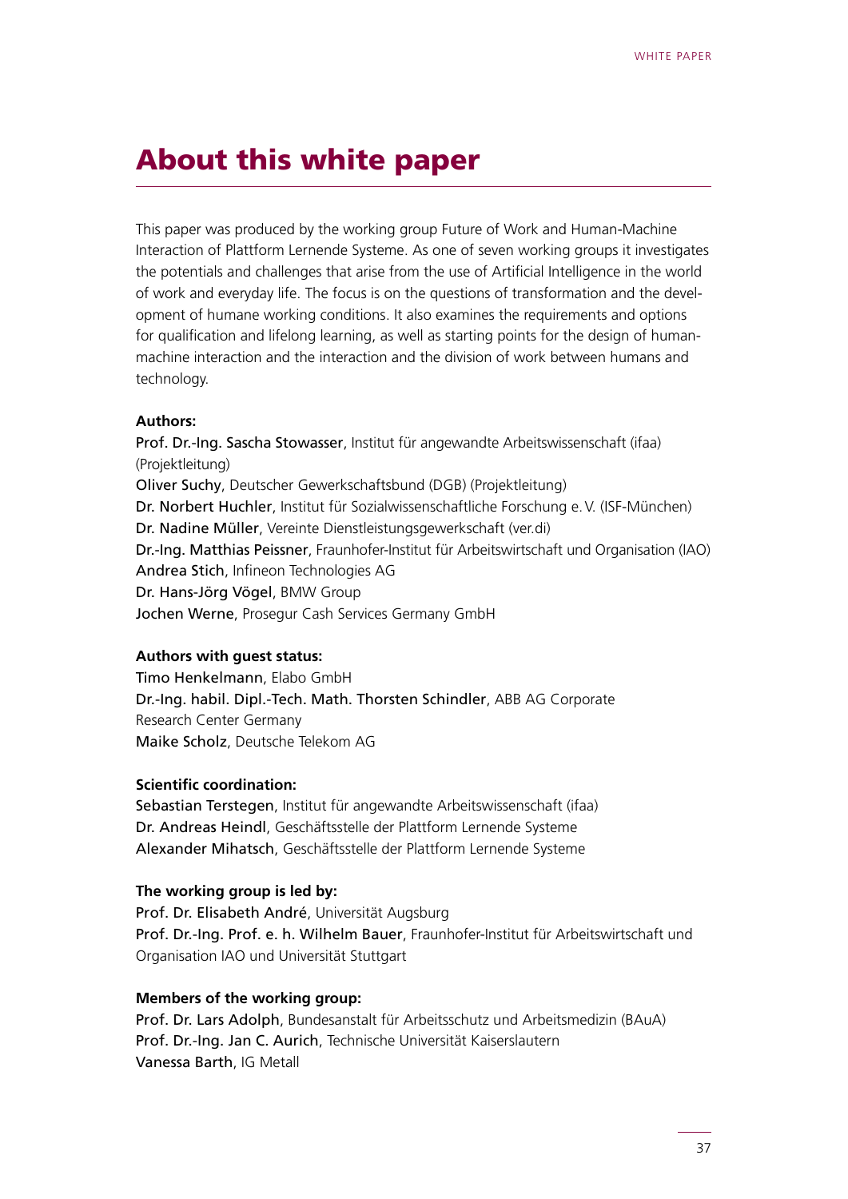# About this white paper

This paper was produced by the working group Future of Work and Human-Machine Interaction of Plattform Lernende Systeme. As one of seven working groups it investigates the potentials and challenges that arise from the use of Artificial Intelligence in the world of work and everyday life. The focus is on the questions of transformation and the development of humane working conditions. It also examines the requirements and options for qualification and lifelong learning, as well as starting points for the design of human-machine interaction and the interaction and the division of work between humans and technology.

**Authors:**

Prof. Dr.-Ing. Sascha Stowasser, Institut für angewandte Arbeitswissenschaft (ifaa) (Projektleitung)
Oliver Suchy, Deutscher Gewerkschaftsbund (DGB) (Projektleitung)
Dr. Norbert Huchler, Institut für Sozialwissenschaftliche Forschung e. V. (ISF-München)
Dr. Nadine Müller, Vereinte Dienstleistungsgewerkschaft (ver.di)
Dr.-Ing. Matthias Peissner, Fraunhofer-Institut für Arbeitswirtschaft und Organisation (IAO)
Andrea Stich, Infineon Technologies AG
Dr. Hans-Jörg Vögel, BMW Group
Jochen Werne, Prosegur Cash Services Germany GmbH

**Authors with guest status:**

Timo Henkelmann, Elabo GmbH
Dr.-Ing. habil. Dipl.-Tech. Math. Thorsten Schindler, ABB AG Corporate Research Center Germany
Maike Scholz, Deutsche Telekom AG

**Scientific coordination:**

Sebastian Terstegen, Institut für angewandte Arbeitswissenschaft (ifaa)
Dr. Andreas Heindl, Geschäftsstelle der Plattform Lernende Systeme
Alexander Mihatsch, Geschäftsstelle der Plattform Lernende Systeme

**The working group is led by:**

Prof. Dr. Elisabeth André, Universität Augsburg
Prof. Dr.-Ing. Prof. e. h. Wilhelm Bauer, Fraunhofer-Institut für Arbeitswirtschaft und Organisation IAO und Universität Stuttgart

**Members of the working group:**

Prof. Dr. Lars Adolph, Bundesanstalt für Arbeitsschutz und Arbeitsmedizin (BAuA)
Prof. Dr.-Ing. Jan C. Aurich, Technische Universität Kaiserslautern
Vanessa Barth, IG Metall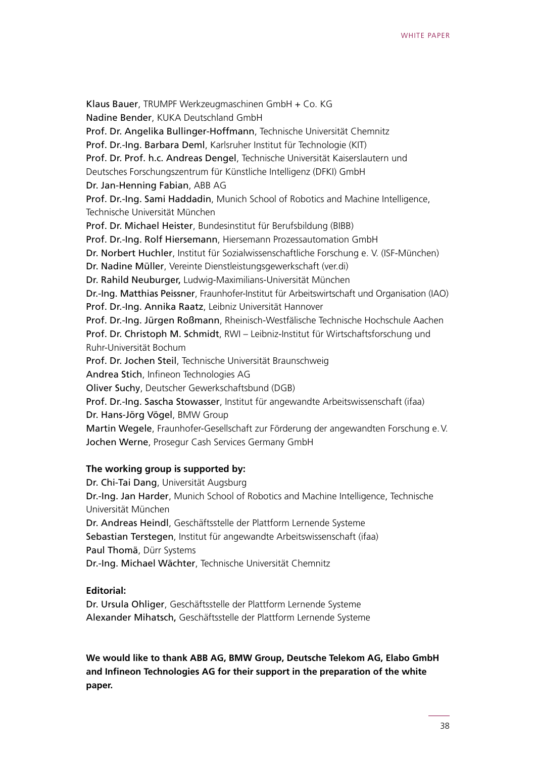Klaus Bauer, TRUMPF Werkzeugmaschinen GmbH + Co. KG
Nadine Bender, KUKA Deutschland GmbH
Prof. Dr. Angelika Bullinger-Hoffmann, Technische Universität Chemnitz
Prof. Dr.-Ing. Barbara Deml, Karlsruher Institut für Technologie (KIT)
Prof. Dr. Prof. h.c. Andreas Dengel, Technische Universität Kaiserslautern und Deutsches Forschungszentrum für Künstliche Intelligenz (DFKI) GmbH
Dr. Jan-Henning Fabian, ABB AG
Prof. Dr.-Ing. Sami Haddadin, Munich School of Robotics and Machine Intelligence, Technische Universität München
Prof. Dr. Michael Heister, Bundesinstitut für Berufsbildung (BIBB)
Prof. Dr.-Ing. Rolf Hiersemann, Hiersemann Prozessautomation GmbH
Dr. Norbert Huchler, Institut für Sozialwissenschaftliche Forschung e. V. (ISF-München)
Dr. Nadine Müller, Vereinte Dienstleistungsgewerkschaft (ver.di)
Dr. Rahild Neuburger, Ludwig-Maximilians-Universität München
Dr.-Ing. Matthias Peissner, Fraunhofer-Institut für Arbeitswirtschaft und Organisation (IAO)
Prof. Dr.-Ing. Annika Raatz, Leibniz Universität Hannover
Prof. Dr.-Ing. Jürgen Roßmann, Rheinisch-Westfälische Technische Hochschule Aachen
Prof. Dr. Christoph M. Schmidt, RWI – Leibniz-Institut für Wirtschaftsforschung und Ruhr-Universität Bochum
Prof. Dr. Jochen Steil, Technische Universität Braunschweig
Andrea Stich, Infineon Technologies AG
Oliver Suchy, Deutscher Gewerkschaftsbund (DGB)
Prof. Dr.-Ing. Sascha Stowasser, Institut für angewandte Arbeitswissenschaft (ifaa)
Dr. Hans-Jörg Vögel, BMW Group
Martin Wegele, Fraunhofer-Gesellschaft zur Förderung der angewandten Forschung e. V.
Jochen Werne, Prosegur Cash Services Germany GmbH

**The working group is supported by:**

Dr. Chi-Tai Dang, Universität Augsburg
Dr.-Ing. Jan Harder, Munich School of Robotics and Machine Intelligence, Technische Universität München
Dr. Andreas Heindl, Geschäftsstelle der Plattform Lernende Systeme
Sebastian Terstegen, Institut für angewandte Arbeitswissenschaft (ifaa)
Paul Thomä, Dürr Systems
Dr.-Ing. Michael Wächter, Technische Universität Chemnitz

**Editorial:**

Dr. Ursula Ohliger, Geschäftsstelle der Plattform Lernende Systeme
Alexander Mihatsch, Geschäftsstelle der Plattform Lernende Systeme

**We would like to thank ABB AG, BMW Group, Deutsche Telekom AG, Elabo GmbH and Infineon Technologies AG for their support in the preparation of the white paper.**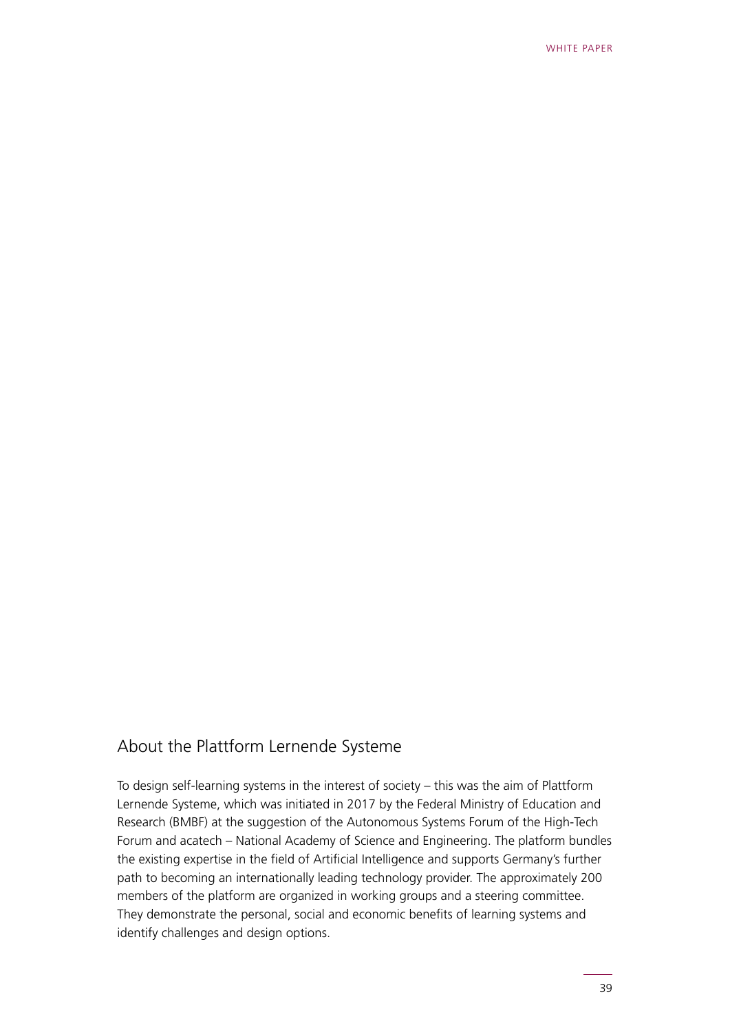## About the Plattform Lernende Systeme

To design self-learning systems in the interest of society – this was the aim of Plattform Lernende Systeme, which was initiated in 2017 by the Federal Ministry of Education and Research (BMBF) at the suggestion of the Autonomous Systems Forum of the High-Tech Forum and acatech – National Academy of Science and Engineering. The platform bundles the existing expertise in the field of Artificial Intelligence and supports Germany's further path to becoming an internationally leading technology provider. The approximately 200 members of the platform are organized in working groups and a steering committee. They demonstrate the personal, social and economic benefits of learning systems and identify challenges and design options.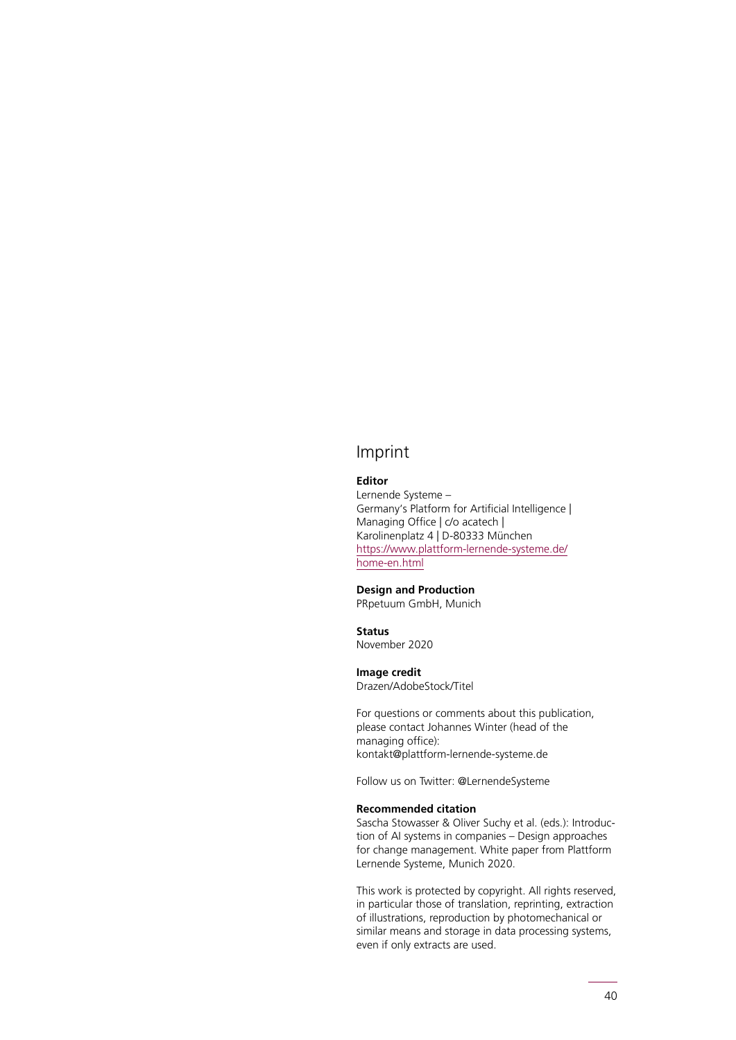# Imprint

**Editor**
Lernende Systeme –
Germany's Platform for Artificial Intelligence |
Managing Office | c/o acatech |
Karolinenplatz 4 | D-80333 München
https://www.plattform-lernende-systeme.de/home-en.html

**Design and Production**
PRpetuum GmbH, Munich

**Status**
November 2020

**Image credit**
Drazen/AdobeStock/Titel

For questions or comments about this publication, please contact Johannes Winter (head of the managing office):
kontakt@plattform-lernende-systeme.de

Follow us on Twitter: @LernendeSysteme

**Recommended citation**
Sascha Stowasser & Oliver Suchy et al. (eds.): Introduction of AI systems in companies – Design approaches for change management. White paper from Plattform Lernende Systeme, Munich 2020.

This work is protected by copyright. All rights reserved, in particular those of translation, reprinting, extraction of illustrations, reproduction by photomechanical or similar means and storage in data processing systems, even if only extracts are used.